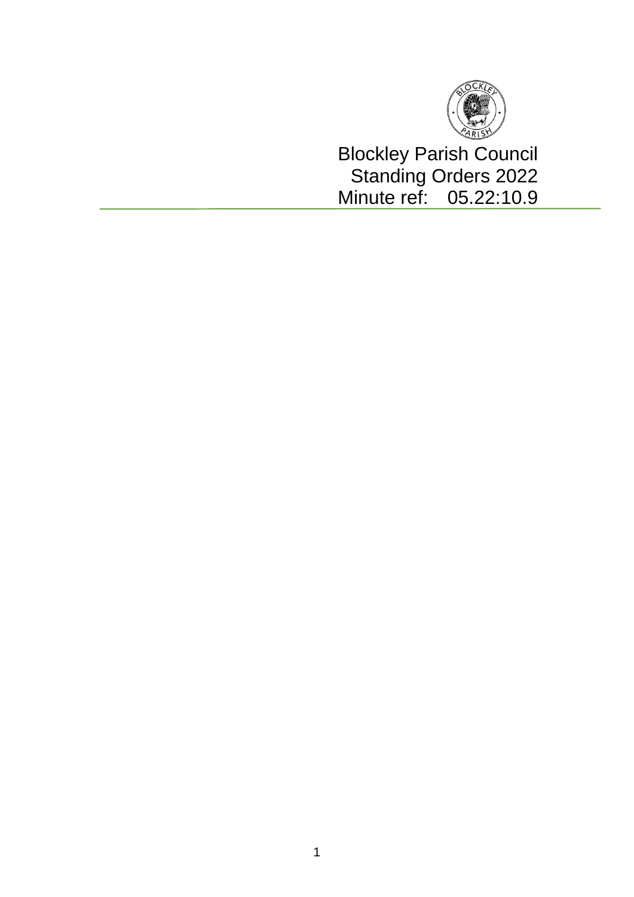# Blockley Parish Council

## Standing Orders 2022

Minute ref: 05.22:10.9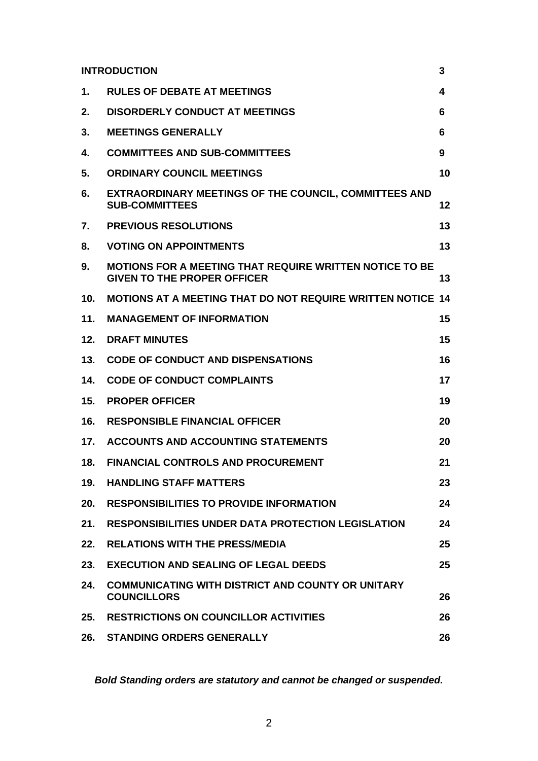| | | |
|---|---|---|
| | **INTRODUCTION** | **3** |
| **1.** | **RULES OF DEBATE AT MEETINGS** | **4** |
| **2.** | **DISORDERLY CONDUCT AT MEETINGS** | **6** |
| **3.** | **MEETINGS GENERALLY** | **6** |
| **4.** | **COMMITTEES AND SUB-COMMITTEES** | **9** |
| **5.** | **ORDINARY COUNCIL MEETINGS** | **10** |
| **6.** | **EXTRAORDINARY MEETINGS OF THE COUNCIL, COMMITTEES AND SUB-COMMITTEES** | **12** |
| **7.** | **PREVIOUS RESOLUTIONS** | **13** |
| **8.** | **VOTING ON APPOINTMENTS** | **13** |
| **9.** | **MOTIONS FOR A MEETING THAT REQUIRE WRITTEN NOTICE TO BE GIVEN TO THE PROPER OFFICER** | **13** |
| **10.** | **MOTIONS AT A MEETING THAT DO NOT REQUIRE WRITTEN NOTICE** | **14** |
| **11.** | **MANAGEMENT OF INFORMATION** | **15** |
| **12.** | **DRAFT MINUTES** | **15** |
| **13.** | **CODE OF CONDUCT AND DISPENSATIONS** | **16** |
| **14.** | **CODE OF CONDUCT COMPLAINTS** | **17** |
| **15.** | **PROPER OFFICER** | **19** |
| **16.** | **RESPONSIBLE FINANCIAL OFFICER** | **20** |
| **17.** | **ACCOUNTS AND ACCOUNTING STATEMENTS** | **20** |
| **18.** | **FINANCIAL CONTROLS AND PROCUREMENT** | **21** |
| **19.** | **HANDLING STAFF MATTERS** | **23** |
| **20.** | **RESPONSIBILITIES TO PROVIDE INFORMATION** | **24** |
| **21.** | **RESPONSIBILITIES UNDER DATA PROTECTION LEGISLATION** | **24** |
| **22.** | **RELATIONS WITH THE PRESS/MEDIA** | **25** |
| **23.** | **EXECUTION AND SEALING OF LEGAL DEEDS** | **25** |
| **24.** | **COMMUNICATING WITH DISTRICT AND COUNTY OR UNITARY COUNCILLORS** | **26** |
| **25.** | **RESTRICTIONS ON COUNCILLOR ACTIVITIES** | **26** |
| **26.** | **STANDING ORDERS GENERALLY** | **26** |

***Bold Standing orders are statutory and cannot be changed or suspended.***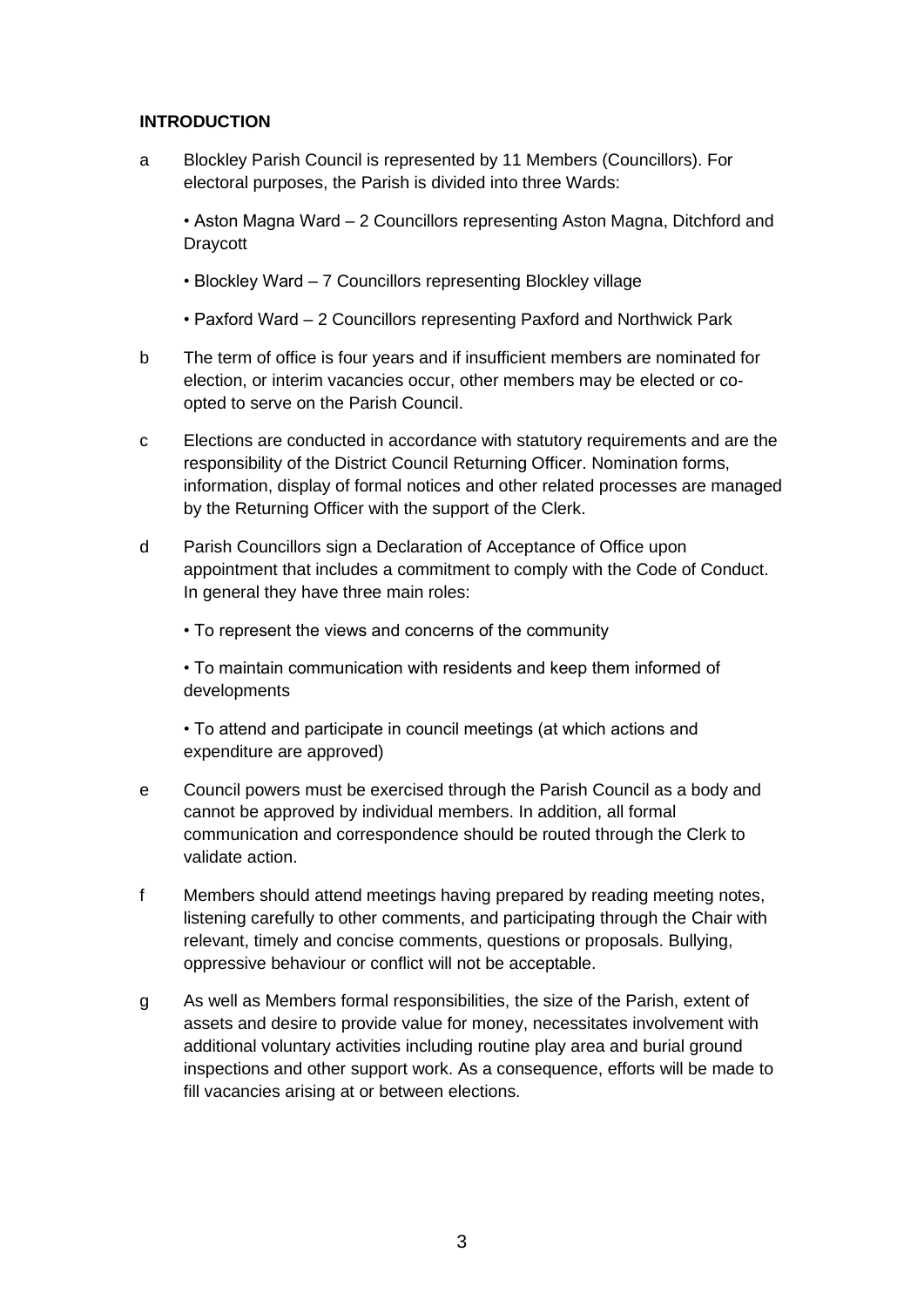**INTRODUCTION**

a Blockley Parish Council is represented by 11 Members (Councillors). For electoral purposes, the Parish is divided into three Wards:

- Aston Magna Ward – 2 Councillors representing Aston Magna, Ditchford and Draycott
- Blockley Ward – 7 Councillors representing Blockley village
- Paxford Ward – 2 Councillors representing Paxford and Northwick Park

b The term of office is four years and if insufficient members are nominated for election, or interim vacancies occur, other members may be elected or co-opted to serve on the Parish Council.

c Elections are conducted in accordance with statutory requirements and are the responsibility of the District Council Returning Officer. Nomination forms, information, display of formal notices and other related processes are managed by the Returning Officer with the support of the Clerk.

d Parish Councillors sign a Declaration of Acceptance of Office upon appointment that includes a commitment to comply with the Code of Conduct. In general they have three main roles:

- To represent the views and concerns of the community
- To maintain communication with residents and keep them informed of developments
- To attend and participate in council meetings (at which actions and expenditure are approved)

e Council powers must be exercised through the Parish Council as a body and cannot be approved by individual members. In addition, all formal communication and correspondence should be routed through the Clerk to validate action.

f Members should attend meetings having prepared by reading meeting notes, listening carefully to other comments, and participating through the Chair with relevant, timely and concise comments, questions or proposals. Bullying, oppressive behaviour or conflict will not be acceptable.

g As well as Members formal responsibilities, the size of the Parish, extent of assets and desire to provide value for money, necessitates involvement with additional voluntary activities including routine play area and burial ground inspections and other support work. As a consequence, efforts will be made to fill vacancies arising at or between elections.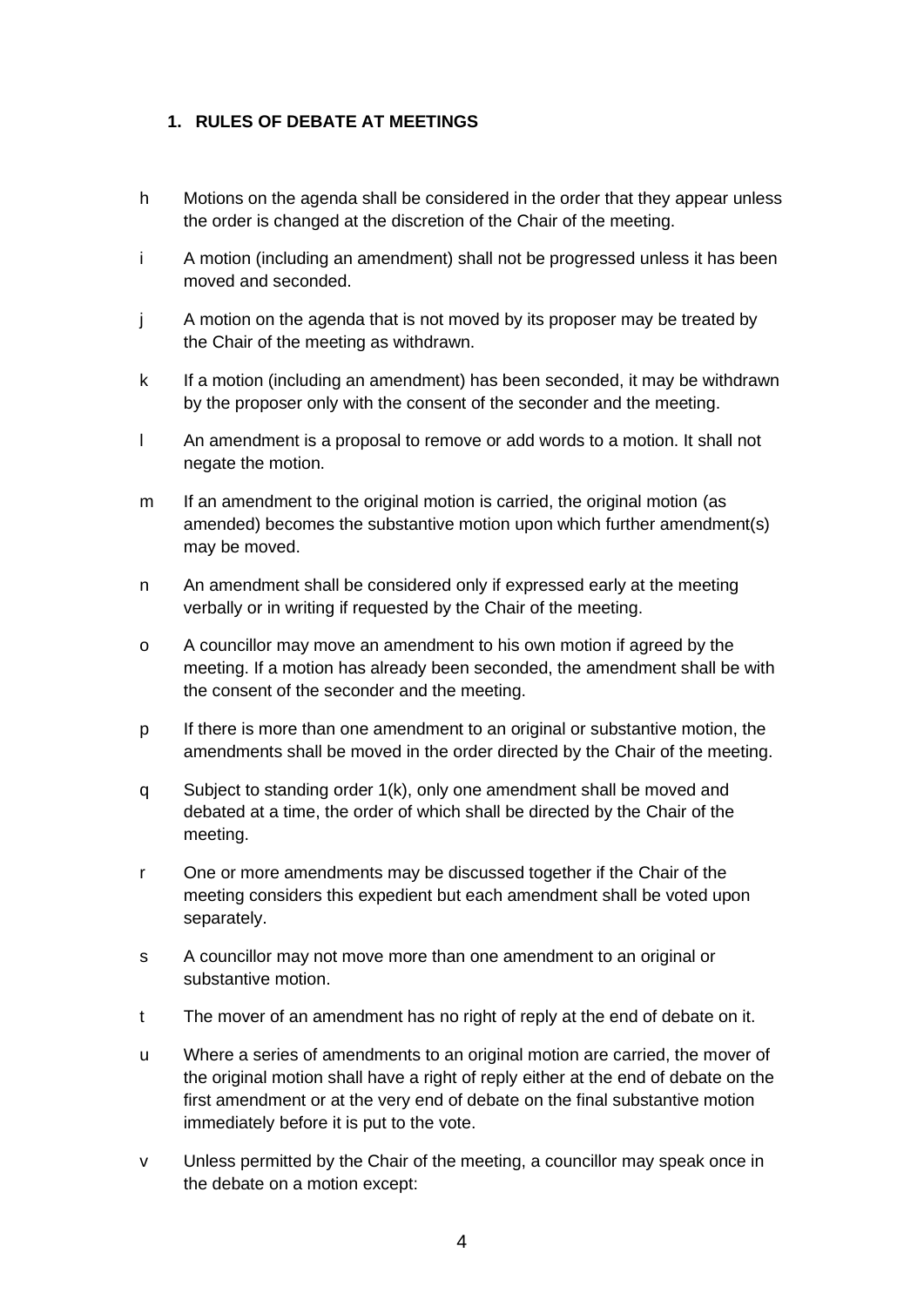## 1. RULES OF DEBATE AT MEETINGS

h Motions on the agenda shall be considered in the order that they appear unless the order is changed at the discretion of the Chair of the meeting.

i A motion (including an amendment) shall not be progressed unless it has been moved and seconded.

j A motion on the agenda that is not moved by its proposer may be treated by the Chair of the meeting as withdrawn.

k If a motion (including an amendment) has been seconded, it may be withdrawn by the proposer only with the consent of the seconder and the meeting.

l An amendment is a proposal to remove or add words to a motion. It shall not negate the motion.

m If an amendment to the original motion is carried, the original motion (as amended) becomes the substantive motion upon which further amendment(s) may be moved.

n An amendment shall be considered only if expressed early at the meeting verbally or in writing if requested by the Chair of the meeting.

o A councillor may move an amendment to his own motion if agreed by the meeting. If a motion has already been seconded, the amendment shall be with the consent of the seconder and the meeting.

p If there is more than one amendment to an original or substantive motion, the amendments shall be moved in the order directed by the Chair of the meeting.

q Subject to standing order 1(k), only one amendment shall be moved and debated at a time, the order of which shall be directed by the Chair of the meeting.

r One or more amendments may be discussed together if the Chair of the meeting considers this expedient but each amendment shall be voted upon separately.

s A councillor may not move more than one amendment to an original or substantive motion.

t The mover of an amendment has no right of reply at the end of debate on it.

u Where a series of amendments to an original motion are carried, the mover of the original motion shall have a right of reply either at the end of debate on the first amendment or at the very end of debate on the final substantive motion immediately before it is put to the vote.

v Unless permitted by the Chair of the meeting, a councillor may speak once in the debate on a motion except: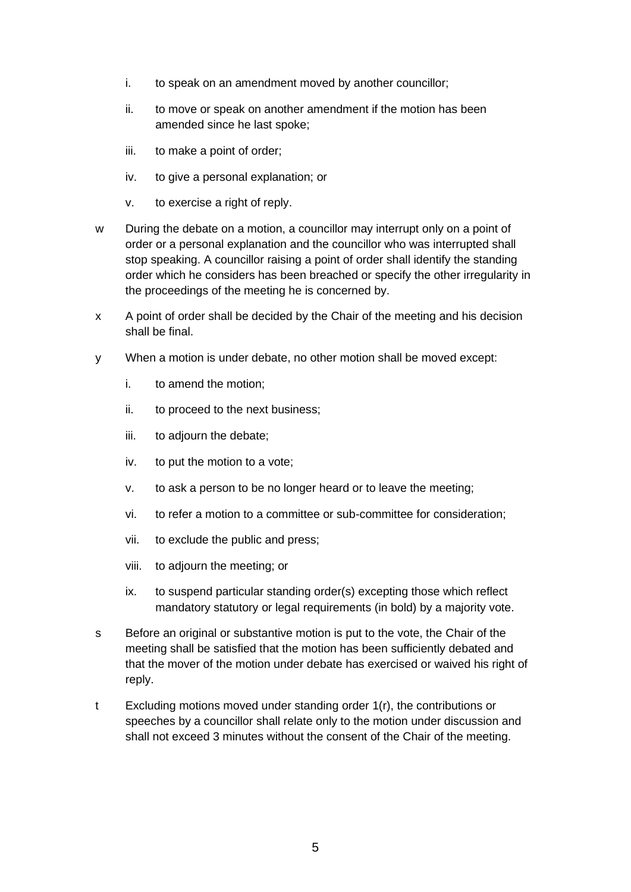i. to speak on an amendment moved by another councillor;

ii. to move or speak on another amendment if the motion has been amended since he last spoke;

iii. to make a point of order;

iv. to give a personal explanation; or

v. to exercise a right of reply.

w During the debate on a motion, a councillor may interrupt only on a point of order or a personal explanation and the councillor who was interrupted shall stop speaking. A councillor raising a point of order shall identify the standing order which he considers has been breached or specify the other irregularity in the proceedings of the meeting he is concerned by.

x A point of order shall be decided by the Chair of the meeting and his decision shall be final.

y When a motion is under debate, no other motion shall be moved except:

i. to amend the motion;

ii. to proceed to the next business;

iii. to adjourn the debate;

iv. to put the motion to a vote;

v. to ask a person to be no longer heard or to leave the meeting;

vi. to refer a motion to a committee or sub-committee for consideration;

vii. to exclude the public and press;

viii. to adjourn the meeting; or

ix. to suspend particular standing order(s) excepting those which reflect mandatory statutory or legal requirements (in bold) by a majority vote.

s Before an original or substantive motion is put to the vote, the Chair of the meeting shall be satisfied that the motion has been sufficiently debated and that the mover of the motion under debate has exercised or waived his right of reply.

t Excluding motions moved under standing order 1(r), the contributions or speeches by a councillor shall relate only to the motion under discussion and shall not exceed 3 minutes without the consent of the Chair of the meeting.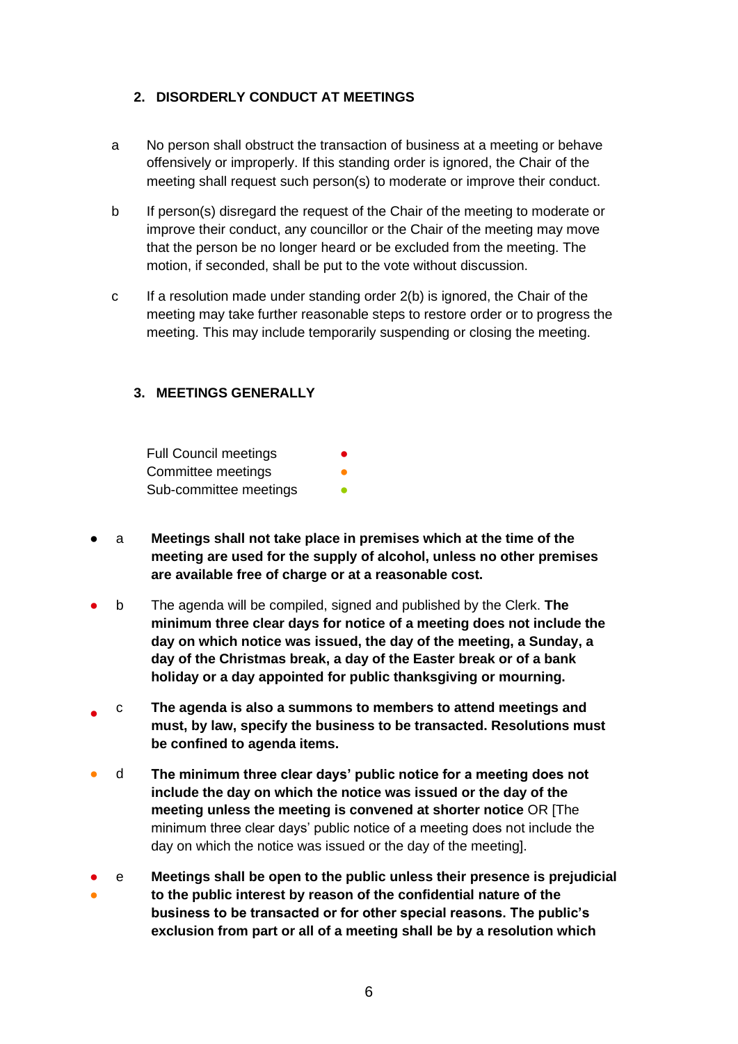## 2. DISORDERLY CONDUCT AT MEETINGS

a No person shall obstruct the transaction of business at a meeting or behave offensively or improperly. If this standing order is ignored, the Chair of the meeting shall request such person(s) to moderate or improve their conduct.

b If person(s) disregard the request of the Chair of the meeting to moderate or improve their conduct, any councillor or the Chair of the meeting may move that the person be no longer heard or be excluded from the meeting. The motion, if seconded, shall be put to the vote without discussion.

c If a resolution made under standing order 2(b) is ignored, the Chair of the meeting may take further reasonable steps to restore order or to progress the meeting. This may include temporarily suspending or closing the meeting.

## 3. MEETINGS GENERALLY

Full Council meetings ●
Committee meetings ●
Sub-committee meetings ●

● a **Meetings shall not take place in premises which at the time of the meeting are used for the supply of alcohol, unless no other premises are available free of charge or at a reasonable cost.**

● b The agenda will be compiled, signed and published by the Clerk. **The minimum three clear days for notice of a meeting does not include the day on which notice was issued, the day of the meeting, a Sunday, a day of the Christmas break, a day of the Easter break or of a bank holiday or a day appointed for public thanksgiving or mourning.**

● c **The agenda is also a summons to members to attend meetings and must, by law, specify the business to be transacted. Resolutions must be confined to agenda items.**

● d **The minimum three clear days' public notice for a meeting does not include the day on which the notice was issued or the day of the meeting unless the meeting is convened at shorter notice** OR [The minimum three clear days' public notice of a meeting does not include the day on which the notice was issued or the day of the meeting].

● ● e **Meetings shall be open to the public unless their presence is prejudicial to the public interest by reason of the confidential nature of the business to be transacted or for other special reasons. The public's exclusion from part or all of a meeting shall be by a resolution which**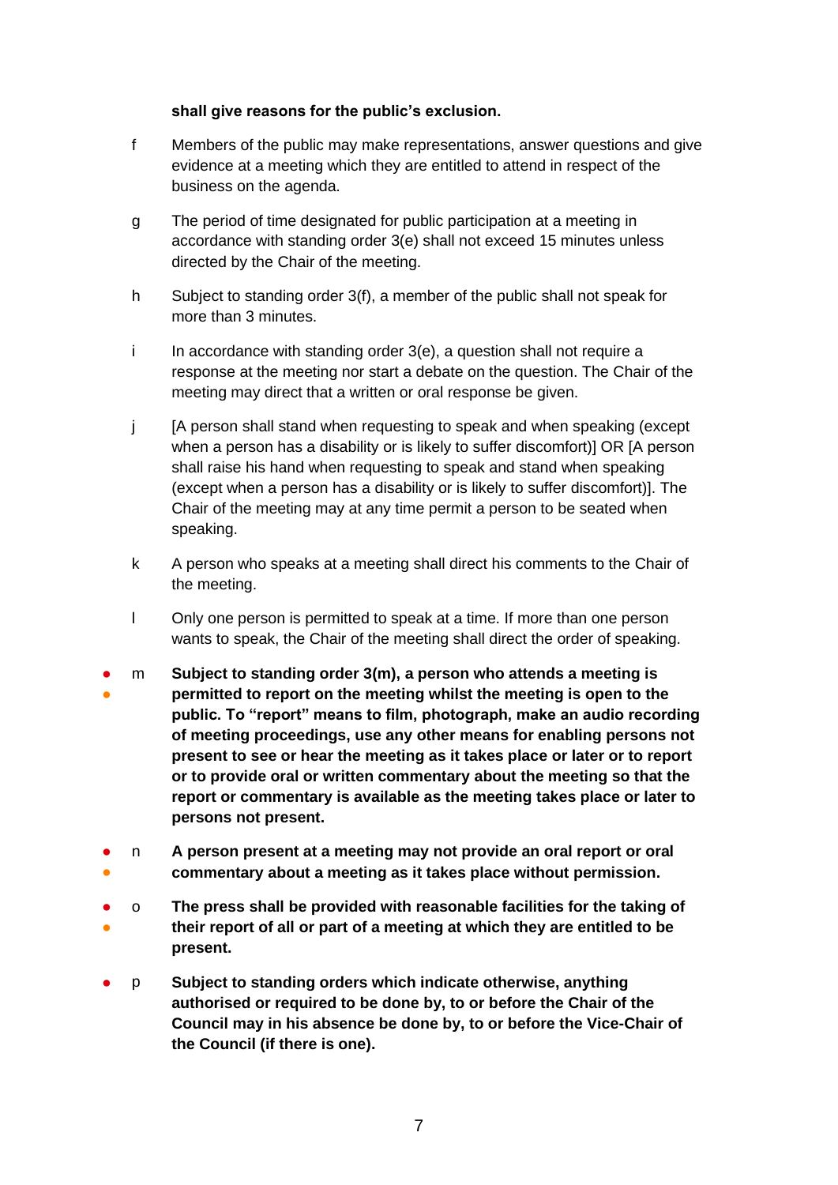**shall give reasons for the public's exclusion.**

f Members of the public may make representations, answer questions and give evidence at a meeting which they are entitled to attend in respect of the business on the agenda.

g The period of time designated for public participation at a meeting in accordance with standing order 3(e) shall not exceed 15 minutes unless directed by the Chair of the meeting.

h Subject to standing order 3(f), a member of the public shall not speak for more than 3 minutes.

i In accordance with standing order 3(e), a question shall not require a response at the meeting nor start a debate on the question. The Chair of the meeting may direct that a written or oral response be given.

j [A person shall stand when requesting to speak and when speaking (except when a person has a disability or is likely to suffer discomfort)] OR [A person shall raise his hand when requesting to speak and stand when speaking (except when a person has a disability or is likely to suffer discomfort)]. The Chair of the meeting may at any time permit a person to be seated when speaking.

k A person who speaks at a meeting shall direct his comments to the Chair of the meeting.

l Only one person is permitted to speak at a time. If more than one person wants to speak, the Chair of the meeting shall direct the order of speaking.

● ● m **Subject to standing order 3(m), a person who attends a meeting is permitted to report on the meeting whilst the meeting is open to the public. To "report" means to film, photograph, make an audio recording of meeting proceedings, use any other means for enabling persons not present to see or hear the meeting as it takes place or later or to report or to provide oral or written commentary about the meeting so that the report or commentary is available as the meeting takes place or later to persons not present.**

● ● n **A person present at a meeting may not provide an oral report or oral commentary about a meeting as it takes place without permission.**

● ● o **The press shall be provided with reasonable facilities for the taking of their report of all or part of a meeting at which they are entitled to be present.**

● p **Subject to standing orders which indicate otherwise, anything authorised or required to be done by, to or before the Chair of the Council may in his absence be done by, to or before the Vice-Chair of the Council (if there is one).**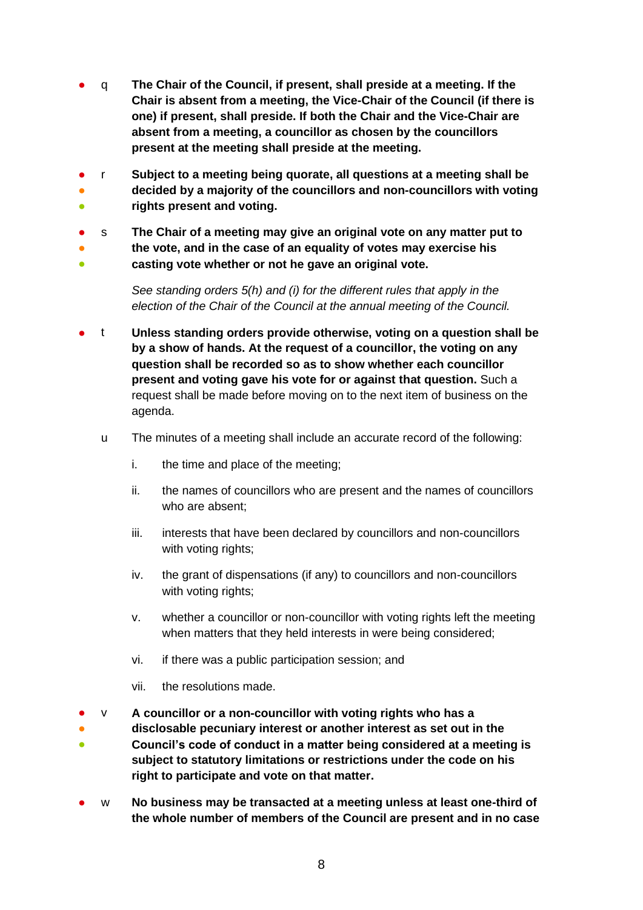- q **The Chair of the Council, if present, shall preside at a meeting. If the Chair is absent from a meeting, the Vice-Chair of the Council (if there is one) if present, shall preside. If both the Chair and the Vice-Chair are absent from a meeting, a councillor as chosen by the councillors present at the meeting shall preside at the meeting.**

- r **Subject to a meeting being quorate, all questions at a meeting shall be decided by a majority of the councillors and non-councillors with voting rights present and voting.**

- s **The Chair of a meeting may give an original vote on any matter put to the vote, and in the case of an equality of votes may exercise his casting vote whether or not he gave an original vote.**

  *See standing orders 5(h) and (i) for the different rules that apply in the election of the Chair of the Council at the annual meeting of the Council.*

- t **Unless standing orders provide otherwise, voting on a question shall be by a show of hands. At the request of a councillor, the voting on any question shall be recorded so as to show whether each councillor present and voting gave his vote for or against that question.** Such a request shall be made before moving on to the next item of business on the agenda.

u The minutes of a meeting shall include an accurate record of the following:

  i. the time and place of the meeting;

  ii. the names of councillors who are present and the names of councillors who are absent;

  iii. interests that have been declared by councillors and non-councillors with voting rights;

  iv. the grant of dispensations (if any) to councillors and non-councillors with voting rights;

  v. whether a councillor or non-councillor with voting rights left the meeting when matters that they held interests in were being considered;

  vi. if there was a public participation session; and

  vii. the resolutions made.

- v **A councillor or a non-councillor with voting rights who has a disclosable pecuniary interest or another interest as set out in the Council's code of conduct in a matter being considered at a meeting is subject to statutory limitations or restrictions under the code on his right to participate and vote on that matter.**

- w **No business may be transacted at a meeting unless at least one-third of the whole number of members of the Council are present and in no case**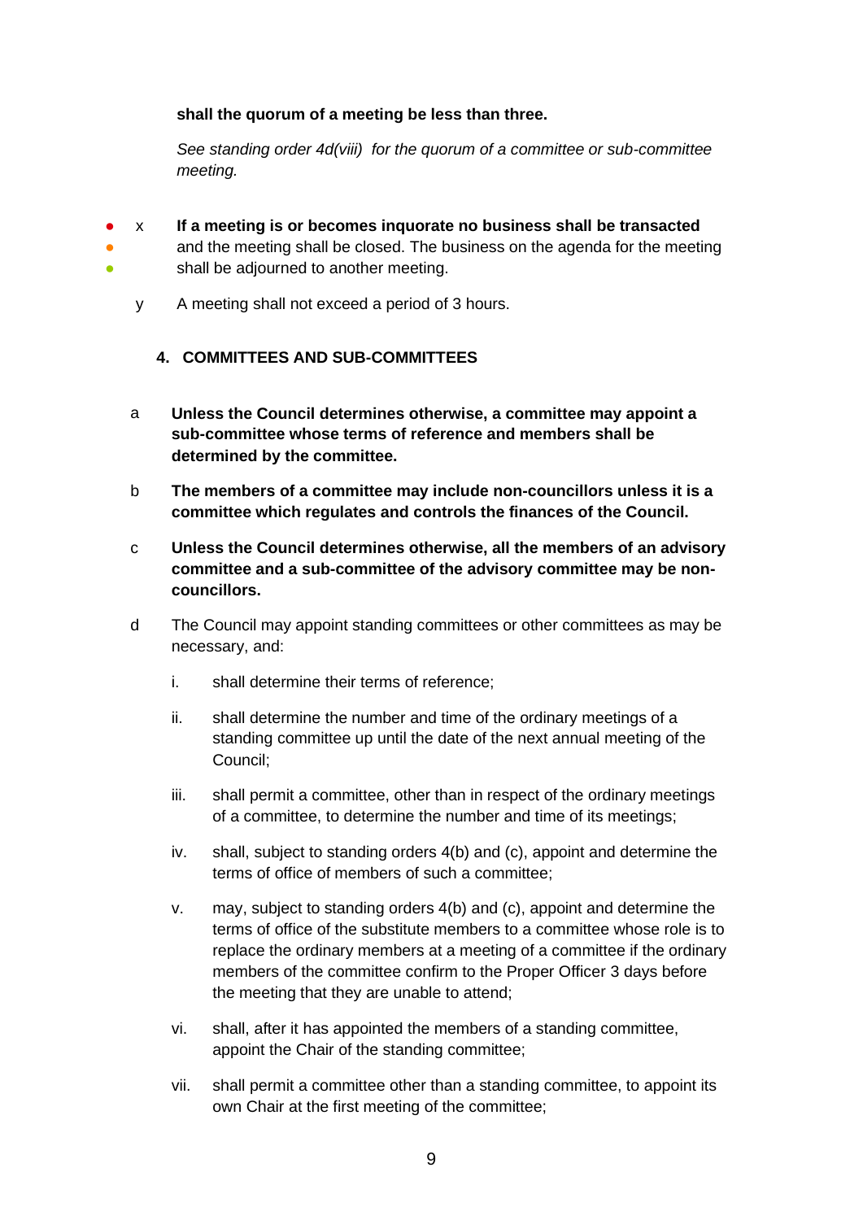**shall the quorum of a meeting be less than three.**

*See standing order 4d(viii) for the quorum of a committee or sub-committee meeting.*

x **If a meeting is or becomes inquorate no business shall be transacted** and the meeting shall be closed. The business on the agenda for the meeting shall be adjourned to another meeting.

y A meeting shall not exceed a period of 3 hours.

## 4. COMMITTEES AND SUB-COMMITTEES

a **Unless the Council determines otherwise, a committee may appoint a sub-committee whose terms of reference and members shall be determined by the committee.**

b **The members of a committee may include non-councillors unless it is a committee which regulates and controls the finances of the Council.**

c **Unless the Council determines otherwise, all the members of an advisory committee and a sub-committee of the advisory committee may be non-councillors.**

d The Council may appoint standing committees or other committees as may be necessary, and:

i. shall determine their terms of reference;

ii. shall determine the number and time of the ordinary meetings of a standing committee up until the date of the next annual meeting of the Council;

iii. shall permit a committee, other than in respect of the ordinary meetings of a committee, to determine the number and time of its meetings;

iv. shall, subject to standing orders 4(b) and (c), appoint and determine the terms of office of members of such a committee;

v. may, subject to standing orders 4(b) and (c), appoint and determine the terms of office of the substitute members to a committee whose role is to replace the ordinary members at a meeting of a committee if the ordinary members of the committee confirm to the Proper Officer 3 days before the meeting that they are unable to attend;

vi. shall, after it has appointed the members of a standing committee, appoint the Chair of the standing committee;

vii. shall permit a committee other than a standing committee, to appoint its own Chair at the first meeting of the committee;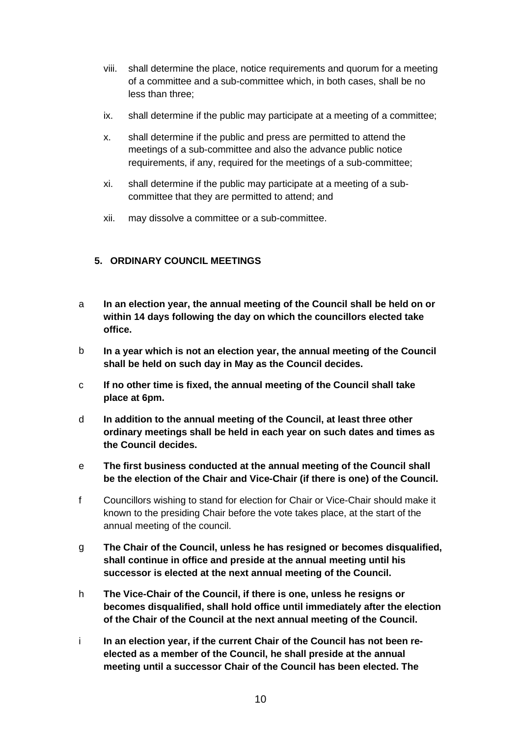viii. shall determine the place, notice requirements and quorum for a meeting of a committee and a sub-committee which, in both cases, shall be no less than three;

ix. shall determine if the public may participate at a meeting of a committee;

x. shall determine if the public and press are permitted to attend the meetings of a sub-committee and also the advance public notice requirements, if any, required for the meetings of a sub-committee;

xi. shall determine if the public may participate at a meeting of a sub-committee that they are permitted to attend; and

xii. may dissolve a committee or a sub-committee.

## 5. ORDINARY COUNCIL MEETINGS

a **In an election year, the annual meeting of the Council shall be held on or within 14 days following the day on which the councillors elected take office.**

b **In a year which is not an election year, the annual meeting of the Council shall be held on such day in May as the Council decides.**

c **If no other time is fixed, the annual meeting of the Council shall take place at 6pm.**

d **In addition to the annual meeting of the Council, at least three other ordinary meetings shall be held in each year on such dates and times as the Council decides.**

e **The first business conducted at the annual meeting of the Council shall be the election of the Chair and Vice-Chair (if there is one) of the Council.**

f Councillors wishing to stand for election for Chair or Vice-Chair should make it known to the presiding Chair before the vote takes place, at the start of the annual meeting of the council.

g **The Chair of the Council, unless he has resigned or becomes disqualified, shall continue in office and preside at the annual meeting until his successor is elected at the next annual meeting of the Council.**

h **The Vice-Chair of the Council, if there is one, unless he resigns or becomes disqualified, shall hold office until immediately after the election of the Chair of the Council at the next annual meeting of the Council.**

i **In an election year, if the current Chair of the Council has not been re-elected as a member of the Council, he shall preside at the annual meeting until a successor Chair of the Council has been elected. The**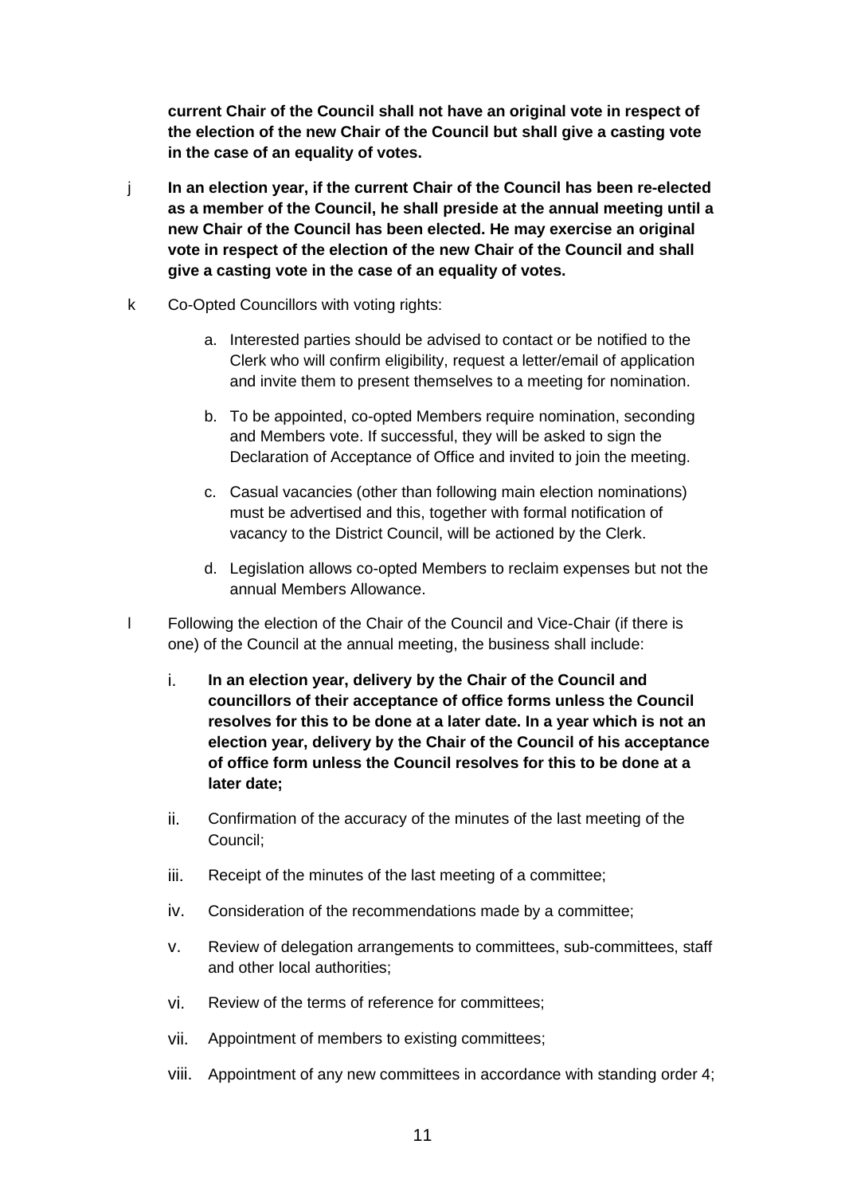**current Chair of the Council shall not have an original vote in respect of the election of the new Chair of the Council but shall give a casting vote in the case of an equality of votes.**

j **In an election year, if the current Chair of the Council has been re-elected as a member of the Council, he shall preside at the annual meeting until a new Chair of the Council has been elected. He may exercise an original vote in respect of the election of the new Chair of the Council and shall give a casting vote in the case of an equality of votes.**

k Co-Opted Councillors with voting rights:

a. Interested parties should be advised to contact or be notified to the Clerk who will confirm eligibility, request a letter/email of application and invite them to present themselves to a meeting for nomination.

b. To be appointed, co-opted Members require nomination, seconding and Members vote. If successful, they will be asked to sign the Declaration of Acceptance of Office and invited to join the meeting.

c. Casual vacancies (other than following main election nominations) must be advertised and this, together with formal notification of vacancy to the District Council, will be actioned by the Clerk.

d. Legislation allows co-opted Members to reclaim expenses but not the annual Members Allowance.

l Following the election of the Chair of the Council and Vice-Chair (if there is one) of the Council at the annual meeting, the business shall include:

i. **In an election year, delivery by the Chair of the Council and councillors of their acceptance of office forms unless the Council resolves for this to be done at a later date. In a year which is not an election year, delivery by the Chair of the Council of his acceptance of office form unless the Council resolves for this to be done at a later date;**

ii. Confirmation of the accuracy of the minutes of the last meeting of the Council;

iii. Receipt of the minutes of the last meeting of a committee;

iv. Consideration of the recommendations made by a committee;

v. Review of delegation arrangements to committees, sub-committees, staff and other local authorities;

vi. Review of the terms of reference for committees;

vii. Appointment of members to existing committees;

viii. Appointment of any new committees in accordance with standing order 4;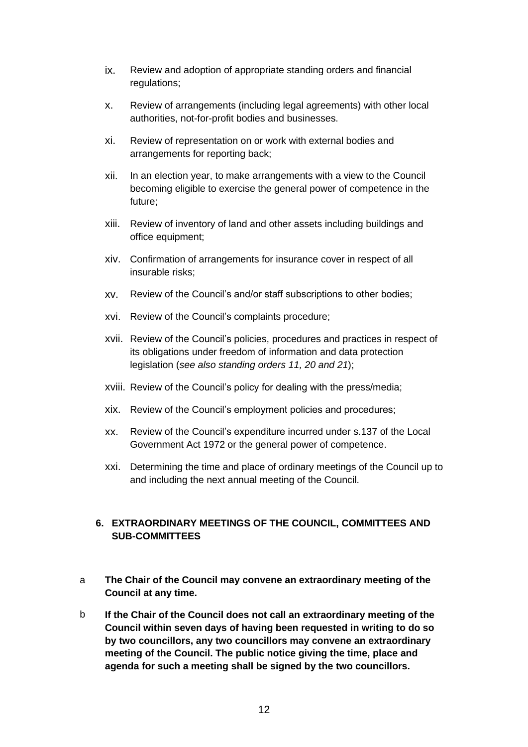ix. Review and adoption of appropriate standing orders and financial regulations;

x. Review of arrangements (including legal agreements) with other local authorities, not-for-profit bodies and businesses.

xi. Review of representation on or work with external bodies and arrangements for reporting back;

xii. In an election year, to make arrangements with a view to the Council becoming eligible to exercise the general power of competence in the future;

xiii. Review of inventory of land and other assets including buildings and office equipment;

xiv. Confirmation of arrangements for insurance cover in respect of all insurable risks;

xv. Review of the Council's and/or staff subscriptions to other bodies;

xvi. Review of the Council's complaints procedure;

xvii. Review of the Council's policies, procedures and practices in respect of its obligations under freedom of information and data protection legislation (*see also standing orders 11, 20 and 21*);

xviii. Review of the Council's policy for dealing with the press/media;

xix. Review of the Council's employment policies and procedures;

xx. Review of the Council's expenditure incurred under s.137 of the Local Government Act 1972 or the general power of competence.

xxi. Determining the time and place of ordinary meetings of the Council up to and including the next annual meeting of the Council.

## 6. EXTRAORDINARY MEETINGS OF THE COUNCIL, COMMITTEES AND SUB-COMMITTEES

a **The Chair of the Council may convene an extraordinary meeting of the Council at any time.**

b **If the Chair of the Council does not call an extraordinary meeting of the Council within seven days of having been requested in writing to do so by two councillors, any two councillors may convene an extraordinary meeting of the Council. The public notice giving the time, place and agenda for such a meeting shall be signed by the two councillors.**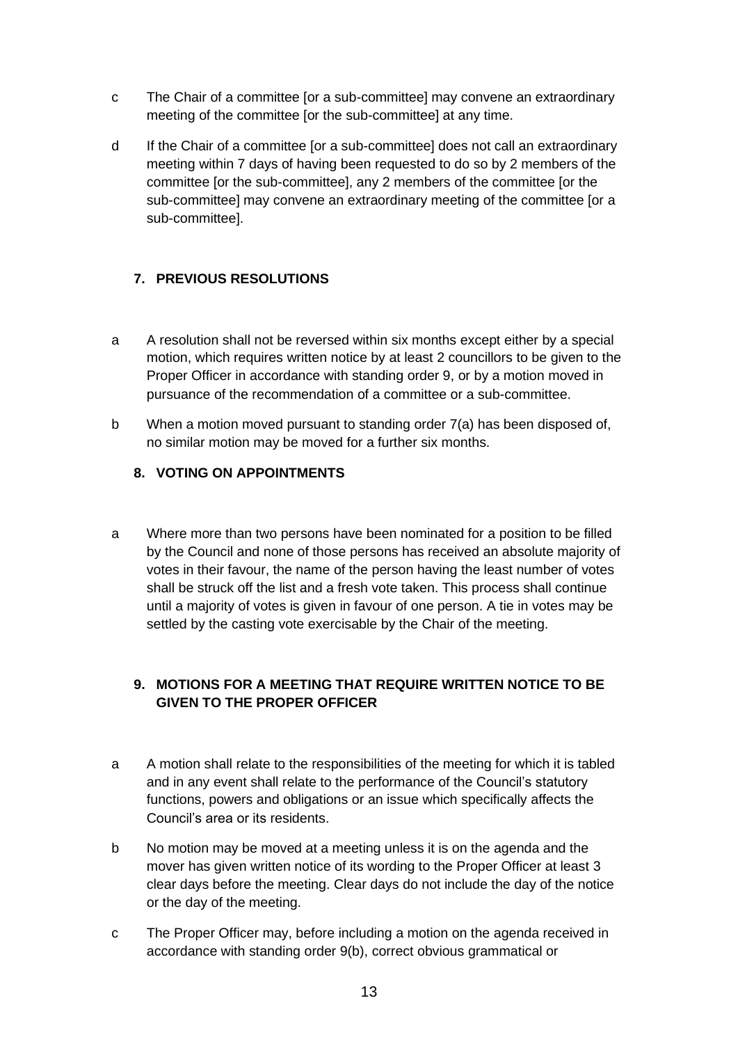c The Chair of a committee [or a sub-committee] may convene an extraordinary meeting of the committee [or the sub-committee] at any time.

d If the Chair of a committee [or a sub-committee] does not call an extraordinary meeting within 7 days of having been requested to do so by 2 members of the committee [or the sub-committee], any 2 members of the committee [or the sub-committee] may convene an extraordinary meeting of the committee [or a sub-committee].

## 7. PREVIOUS RESOLUTIONS

a A resolution shall not be reversed within six months except either by a special motion, which requires written notice by at least 2 councillors to be given to the Proper Officer in accordance with standing order 9, or by a motion moved in pursuance of the recommendation of a committee or a sub-committee.

b When a motion moved pursuant to standing order 7(a) has been disposed of, no similar motion may be moved for a further six months.

## 8. VOTING ON APPOINTMENTS

a Where more than two persons have been nominated for a position to be filled by the Council and none of those persons has received an absolute majority of votes in their favour, the name of the person having the least number of votes shall be struck off the list and a fresh vote taken. This process shall continue until a majority of votes is given in favour of one person. A tie in votes may be settled by the casting vote exercisable by the Chair of the meeting.

## 9. MOTIONS FOR A MEETING THAT REQUIRE WRITTEN NOTICE TO BE GIVEN TO THE PROPER OFFICER

a A motion shall relate to the responsibilities of the meeting for which it is tabled and in any event shall relate to the performance of the Council's statutory functions, powers and obligations or an issue which specifically affects the Council's area or its residents.

b No motion may be moved at a meeting unless it is on the agenda and the mover has given written notice of its wording to the Proper Officer at least 3 clear days before the meeting. Clear days do not include the day of the notice or the day of the meeting.

c The Proper Officer may, before including a motion on the agenda received in accordance with standing order 9(b), correct obvious grammatical or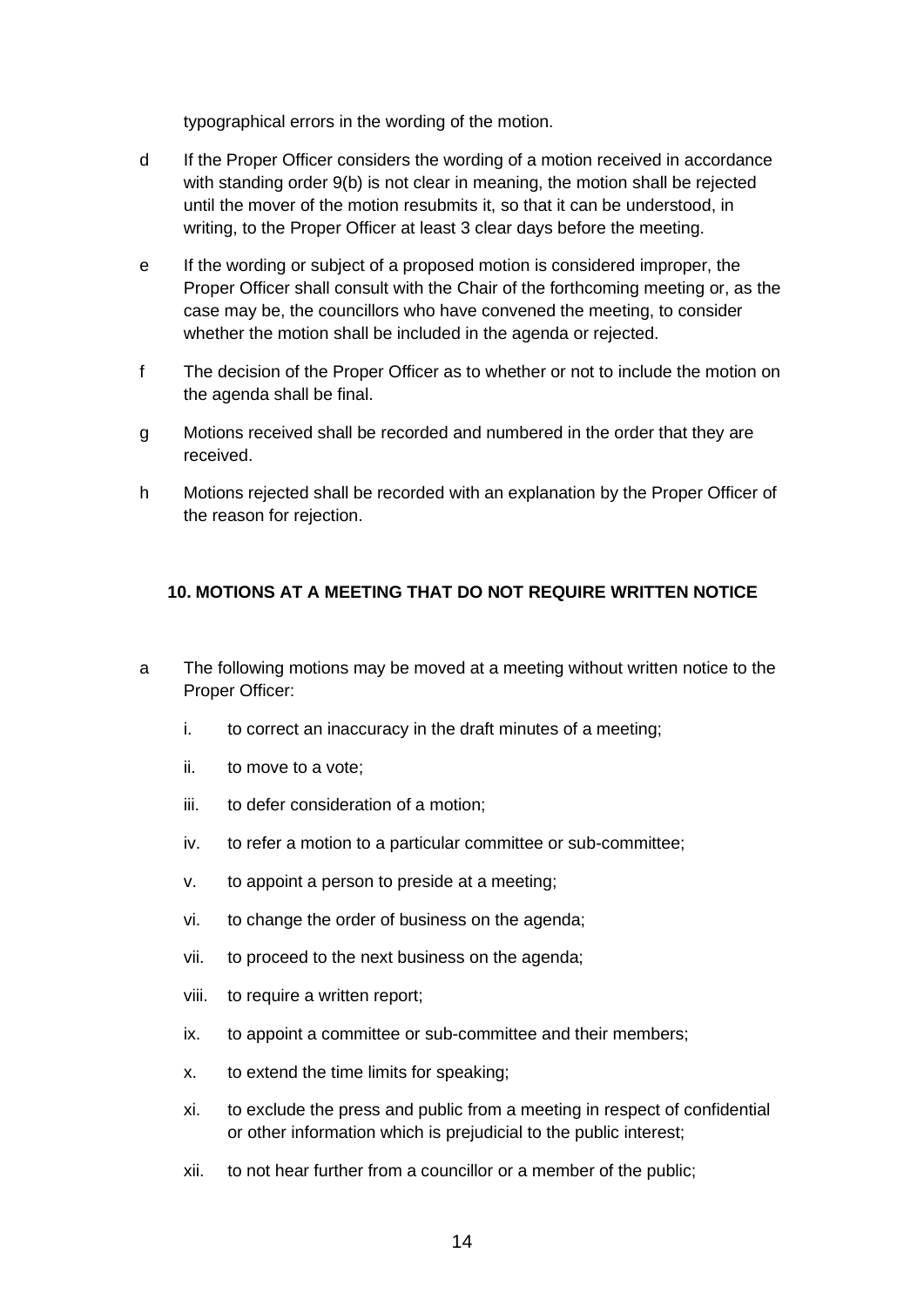typographical errors in the wording of the motion.

d If the Proper Officer considers the wording of a motion received in accordance with standing order 9(b) is not clear in meaning, the motion shall be rejected until the mover of the motion resubmits it, so that it can be understood, in writing, to the Proper Officer at least 3 clear days before the meeting.

e If the wording or subject of a proposed motion is considered improper, the Proper Officer shall consult with the Chair of the forthcoming meeting or, as the case may be, the councillors who have convened the meeting, to consider whether the motion shall be included in the agenda or rejected.

f The decision of the Proper Officer as to whether or not to include the motion on the agenda shall be final.

g Motions received shall be recorded and numbered in the order that they are received.

h Motions rejected shall be recorded with an explanation by the Proper Officer of the reason for rejection.

### 10. MOTIONS AT A MEETING THAT DO NOT REQUIRE WRITTEN NOTICE

a The following motions may be moved at a meeting without written notice to the Proper Officer:

   i. to correct an inaccuracy in the draft minutes of a meeting;

   ii. to move to a vote;

   iii. to defer consideration of a motion;

   iv. to refer a motion to a particular committee or sub-committee;

   v. to appoint a person to preside at a meeting;

   vi. to change the order of business on the agenda;

   vii. to proceed to the next business on the agenda;

   viii. to require a written report;

   ix. to appoint a committee or sub-committee and their members;

   x. to extend the time limits for speaking;

   xi. to exclude the press and public from a meeting in respect of confidential or other information which is prejudicial to the public interest;

   xii. to not hear further from a councillor or a member of the public;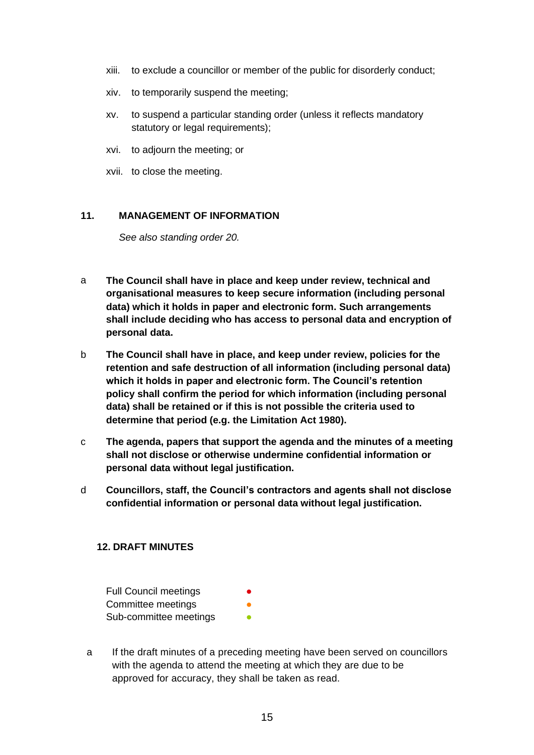xiii. to exclude a councillor or member of the public for disorderly conduct;

xiv. to temporarily suspend the meeting;

xv. to suspend a particular standing order (unless it reflects mandatory statutory or legal requirements);

xvi. to adjourn the meeting; or

xvii. to close the meeting.

## 11. MANAGEMENT OF INFORMATION

*See also standing order 20.*

a **The Council shall have in place and keep under review, technical and organisational measures to keep secure information (including personal data) which it holds in paper and electronic form. Such arrangements shall include deciding who has access to personal data and encryption of personal data.**

b **The Council shall have in place, and keep under review, policies for the retention and safe destruction of all information (including personal data) which it holds in paper and electronic form. The Council's retention policy shall confirm the period for which information (including personal data) shall be retained or if this is not possible the criteria used to determine that period (e.g. the Limitation Act 1980).**

c **The agenda, papers that support the agenda and the minutes of a meeting shall not disclose or otherwise undermine confidential information or personal data without legal justification.**

d **Councillors, staff, the Council's contractors and agents shall not disclose confidential information or personal data without legal justification.**

## 12. DRAFT MINUTES

Full Council meetings ●
Committee meetings ●
Sub-committee meetings ●

a If the draft minutes of a preceding meeting have been served on councillors with the agenda to attend the meeting at which they are due to be approved for accuracy, they shall be taken as read.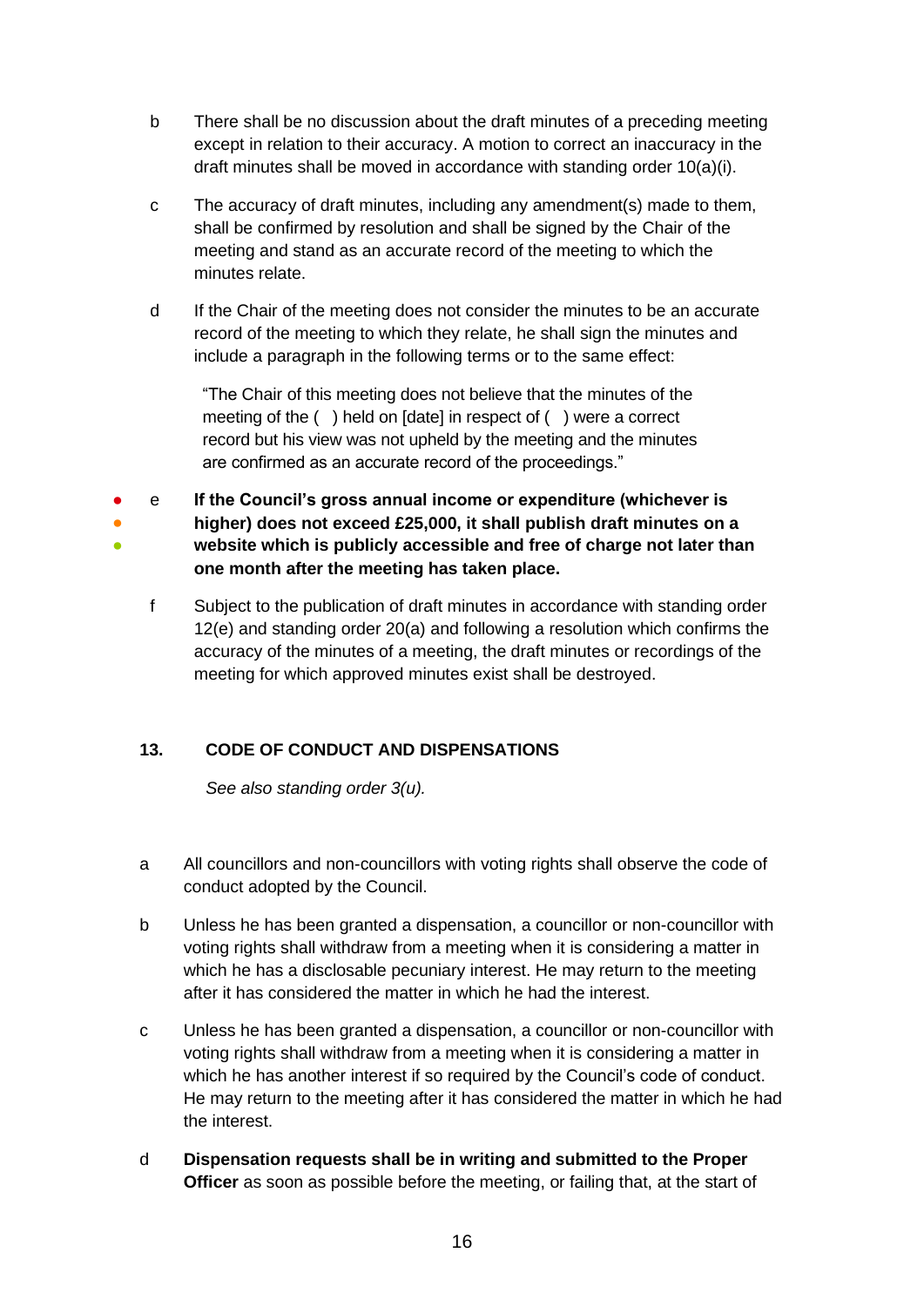b There shall be no discussion about the draft minutes of a preceding meeting except in relation to their accuracy. A motion to correct an inaccuracy in the draft minutes shall be moved in accordance with standing order 10(a)(i).

c The accuracy of draft minutes, including any amendment(s) made to them, shall be confirmed by resolution and shall be signed by the Chair of the meeting and stand as an accurate record of the meeting to which the minutes relate.

d If the Chair of the meeting does not consider the minutes to be an accurate record of the meeting to which they relate, he shall sign the minutes and include a paragraph in the following terms or to the same effect:

> "The Chair of this meeting does not believe that the minutes of the meeting of the ( ) held on [date] in respect of ( ) were a correct record but his view was not upheld by the meeting and the minutes are confirmed as an accurate record of the proceedings."

● ● ● e **If the Council's gross annual income or expenditure (whichever is higher) does not exceed £25,000, it shall publish draft minutes on a website which is publicly accessible and free of charge not later than one month after the meeting has taken place.**

f Subject to the publication of draft minutes in accordance with standing order 12(e) and standing order 20(a) and following a resolution which confirms the accuracy of the minutes of a meeting, the draft minutes or recordings of the meeting for which approved minutes exist shall be destroyed.

## 13. CODE OF CONDUCT AND DISPENSATIONS

*See also standing order 3(u).*

a All councillors and non-councillors with voting rights shall observe the code of conduct adopted by the Council.

b Unless he has been granted a dispensation, a councillor or non-councillor with voting rights shall withdraw from a meeting when it is considering a matter in which he has a disclosable pecuniary interest. He may return to the meeting after it has considered the matter in which he had the interest.

c Unless he has been granted a dispensation, a councillor or non-councillor with voting rights shall withdraw from a meeting when it is considering a matter in which he has another interest if so required by the Council's code of conduct. He may return to the meeting after it has considered the matter in which he had the interest.

d **Dispensation requests shall be in writing and submitted to the Proper Officer** as soon as possible before the meeting, or failing that, at the start of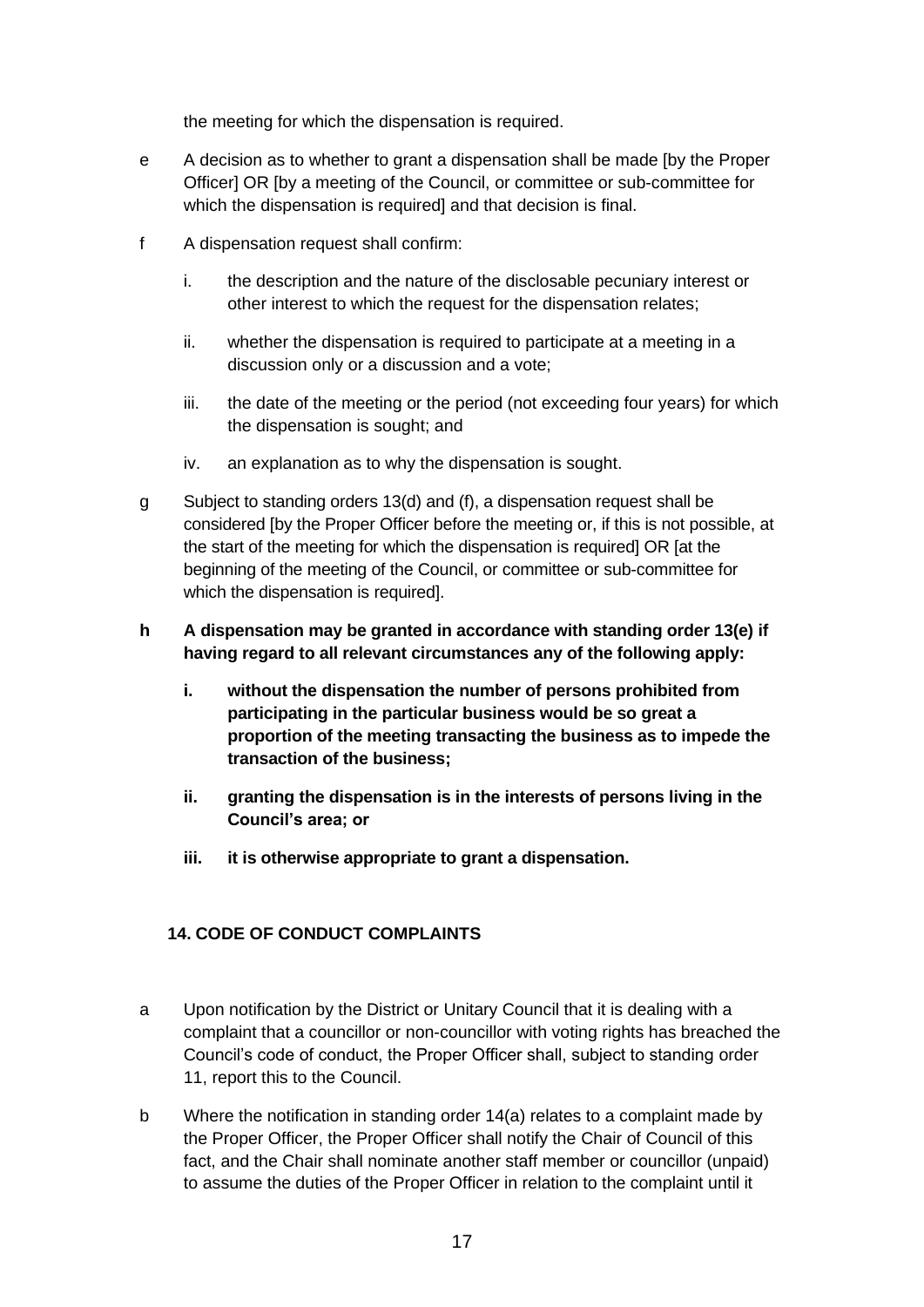the meeting for which the dispensation is required.

e A decision as to whether to grant a dispensation shall be made [by the Proper Officer] OR [by a meeting of the Council, or committee or sub-committee for which the dispensation is required] and that decision is final.

f A dispensation request shall confirm:

  i. the description and the nature of the disclosable pecuniary interest or other interest to which the request for the dispensation relates;

  ii. whether the dispensation is required to participate at a meeting in a discussion only or a discussion and a vote;

  iii. the date of the meeting or the period (not exceeding four years) for which the dispensation is sought; and

  iv. an explanation as to why the dispensation is sought.

g Subject to standing orders 13(d) and (f), a dispensation request shall be considered [by the Proper Officer before the meeting or, if this is not possible, at the start of the meeting for which the dispensation is required] OR [at the beginning of the meeting of the Council, or committee or sub-committee for which the dispensation is required].

**h A dispensation may be granted in accordance with standing order 13(e) if having regard to all relevant circumstances any of the following apply:**

  **i. without the dispensation the number of persons prohibited from participating in the particular business would be so great a proportion of the meeting transacting the business as to impede the transaction of the business;**

  **ii. granting the dispensation is in the interests of persons living in the Council's area; or**

  **iii. it is otherwise appropriate to grant a dispensation.**

## 14. CODE OF CONDUCT COMPLAINTS

a Upon notification by the District or Unitary Council that it is dealing with a complaint that a councillor or non-councillor with voting rights has breached the Council's code of conduct, the Proper Officer shall, subject to standing order 11, report this to the Council.

b Where the notification in standing order 14(a) relates to a complaint made by the Proper Officer, the Proper Officer shall notify the Chair of Council of this fact, and the Chair shall nominate another staff member or councillor (unpaid) to assume the duties of the Proper Officer in relation to the complaint until it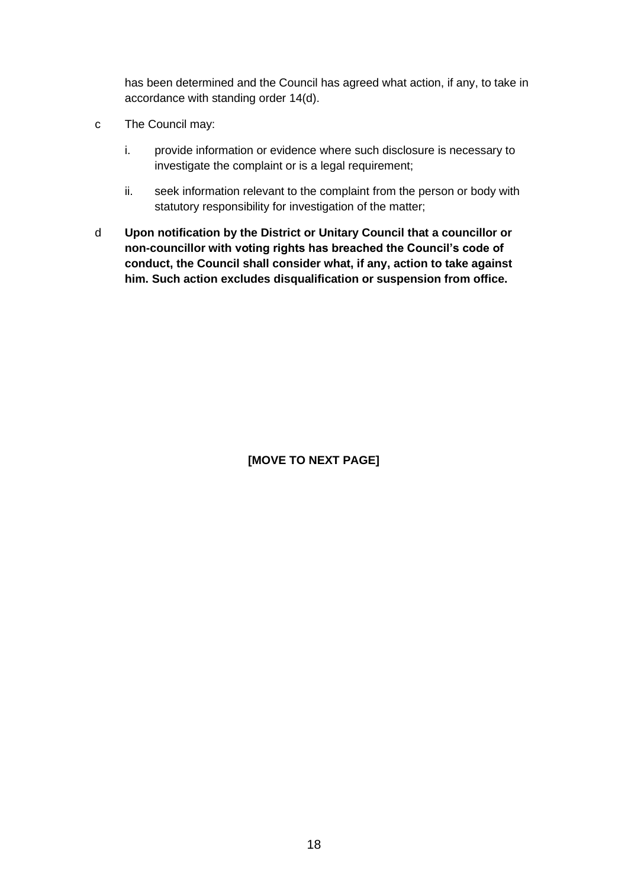has been determined and the Council has agreed what action, if any, to take in accordance with standing order 14(d).

c The Council may:

  i. provide information or evidence where such disclosure is necessary to investigate the complaint or is a legal requirement;

  ii. seek information relevant to the complaint from the person or body with statutory responsibility for investigation of the matter;

d **Upon notification by the District or Unitary Council that a councillor or non-councillor with voting rights has breached the Council's code of conduct, the Council shall consider what, if any, action to take against him. Such action excludes disqualification or suspension from office.**

**[MOVE TO NEXT PAGE]**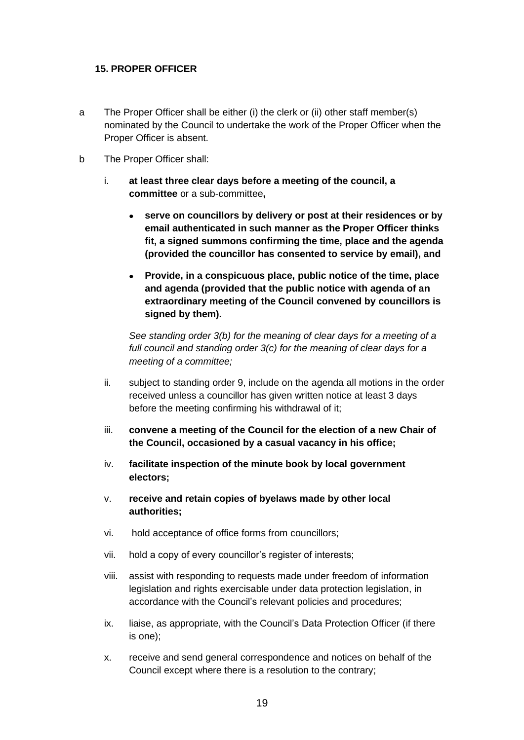### 15. PROPER OFFICER

a. The Proper Officer shall be either (i) the clerk or (ii) other staff member(s) nominated by the Council to undertake the work of the Proper Officer when the Proper Officer is absent.

b. The Proper Officer shall:

   i. **at least three clear days before a meeting of the council, a committee** or a sub-committee**,**

   - **serve on councillors by delivery or post at their residences or by email authenticated in such manner as the Proper Officer thinks fit, a signed summons confirming the time, place and the agenda (provided the councillor has consented to service by email), and**
   - **Provide, in a conspicuous place, public notice of the time, place and agenda (provided that the public notice with agenda of an extraordinary meeting of the Council convened by councillors is signed by them).**

   *See standing order 3(b) for the meaning of clear days for a meeting of a full council and standing order 3(c) for the meaning of clear days for a meeting of a committee;*

   ii. subject to standing order 9, include on the agenda all motions in the order received unless a councillor has given written notice at least 3 days before the meeting confirming his withdrawal of it;

   iii. **convene a meeting of the Council for the election of a new Chair of the Council, occasioned by a casual vacancy in his office;**

   iv. **facilitate inspection of the minute book by local government electors;**

   v. **receive and retain copies of byelaws made by other local authorities;**

   vi. hold acceptance of office forms from councillors;

   vii. hold a copy of every councillor's register of interests;

   viii. assist with responding to requests made under freedom of information legislation and rights exercisable under data protection legislation, in accordance with the Council's relevant policies and procedures;

   ix. liaise, as appropriate, with the Council's Data Protection Officer (if there is one);

   x. receive and send general correspondence and notices on behalf of the Council except where there is a resolution to the contrary;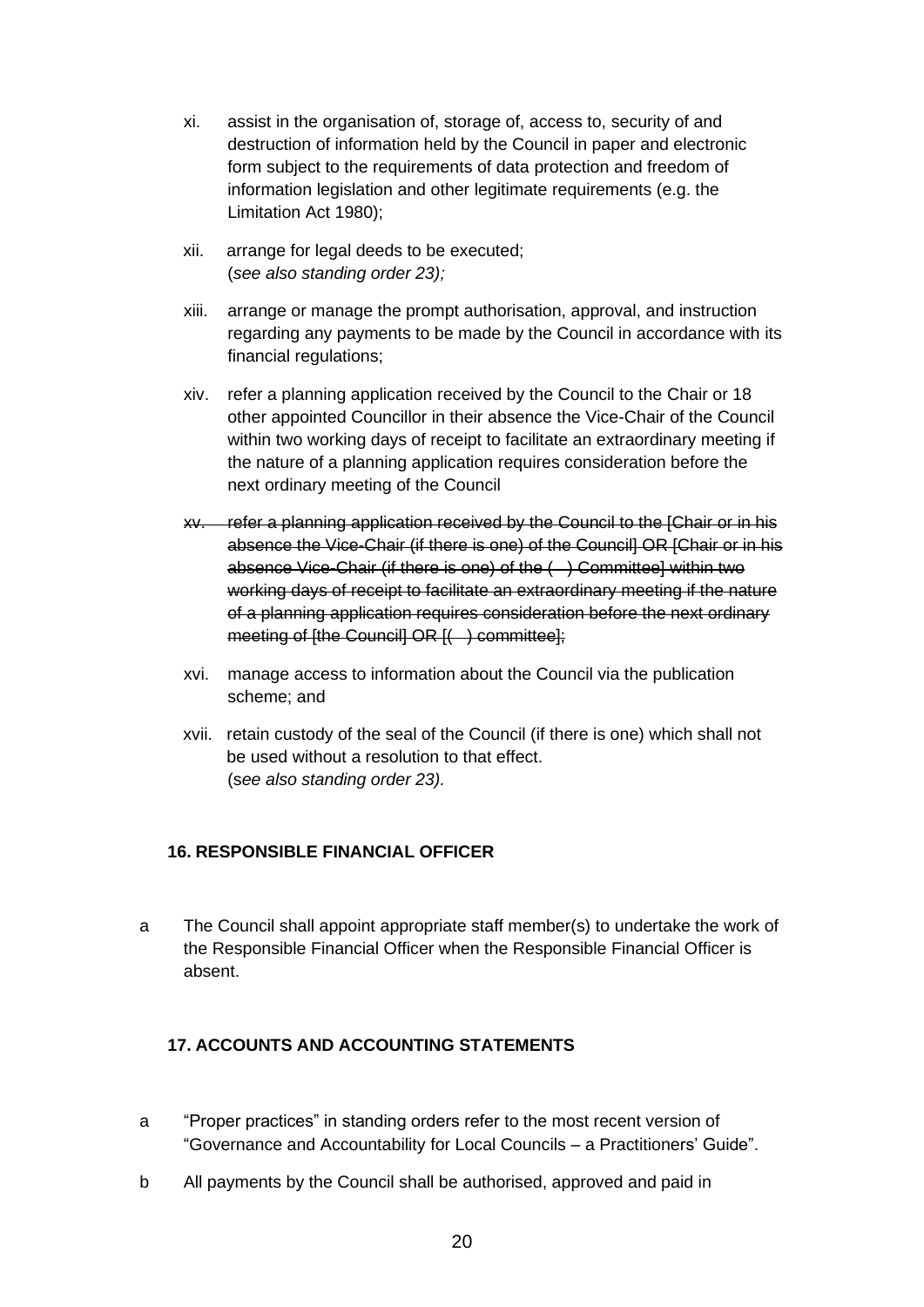xi. assist in the organisation of, storage of, access to, security of and destruction of information held by the Council in paper and electronic form subject to the requirements of data protection and freedom of information legislation and other legitimate requirements (e.g. the Limitation Act 1980);

xii. arrange for legal deeds to be executed;
(*see also standing order 23);*

xiii. arrange or manage the prompt authorisation, approval, and instruction regarding any payments to be made by the Council in accordance with its financial regulations;

xiv. refer a planning application received by the Council to the Chair or 18 other appointed Councillor in their absence the Vice-Chair of the Council within two working days of receipt to facilitate an extraordinary meeting if the nature of a planning application requires consideration before the next ordinary meeting of the Council

~~xv. refer a planning application received by the Council to the [Chair or in his absence the Vice-Chair (if there is one) of the Council] OR [Chair or in his absence Vice-Chair (if there is one) of the ( ) Committee] within two working days of receipt to facilitate an extraordinary meeting if the nature of a planning application requires consideration before the next ordinary meeting of [the Council] OR [( ) committee];~~

xvi. manage access to information about the Council via the publication scheme; and

xvii. retain custody of the seal of the Council (if there is one) which shall not be used without a resolution to that effect.
(*see also standing order 23).*

### 16. RESPONSIBLE FINANCIAL OFFICER

a The Council shall appoint appropriate staff member(s) to undertake the work of the Responsible Financial Officer when the Responsible Financial Officer is absent.

### 17. ACCOUNTS AND ACCOUNTING STATEMENTS

a "Proper practices" in standing orders refer to the most recent version of "Governance and Accountability for Local Councils – a Practitioners' Guide".

b All payments by the Council shall be authorised, approved and paid in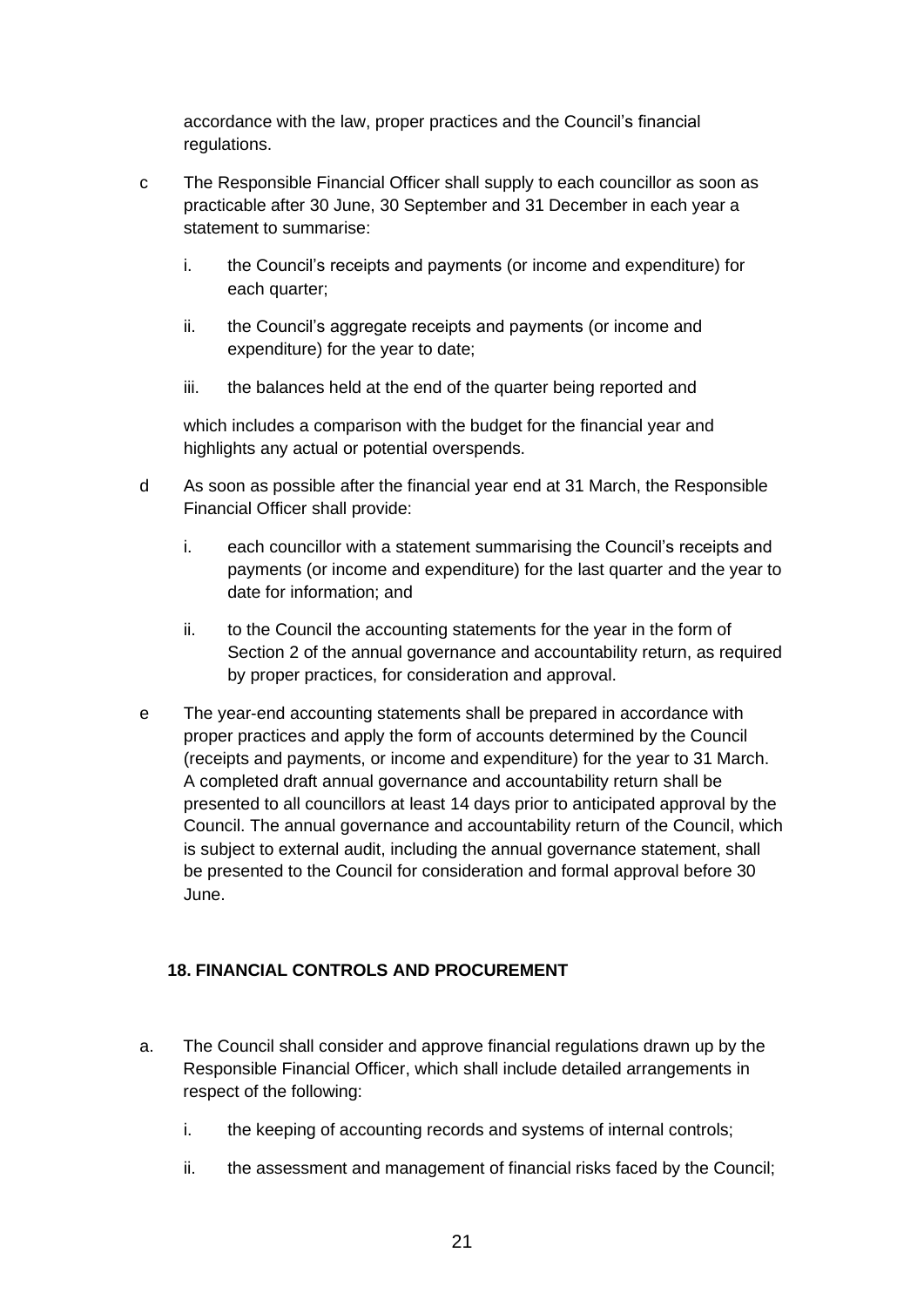accordance with the law, proper practices and the Council's financial regulations.

c The Responsible Financial Officer shall supply to each councillor as soon as practicable after 30 June, 30 September and 31 December in each year a statement to summarise:

 i. the Council's receipts and payments (or income and expenditure) for each quarter;

 ii. the Council's aggregate receipts and payments (or income and expenditure) for the year to date;

 iii. the balances held at the end of the quarter being reported and

 which includes a comparison with the budget for the financial year and highlights any actual or potential overspends.

d As soon as possible after the financial year end at 31 March, the Responsible Financial Officer shall provide:

 i. each councillor with a statement summarising the Council's receipts and payments (or income and expenditure) for the last quarter and the year to date for information; and

 ii. to the Council the accounting statements for the year in the form of Section 2 of the annual governance and accountability return, as required by proper practices, for consideration and approval.

e The year-end accounting statements shall be prepared in accordance with proper practices and apply the form of accounts determined by the Council (receipts and payments, or income and expenditure) for the year to 31 March. A completed draft annual governance and accountability return shall be presented to all councillors at least 14 days prior to anticipated approval by the Council. The annual governance and accountability return of the Council, which is subject to external audit, including the annual governance statement, shall be presented to the Council for consideration and formal approval before 30 June.

## 18. FINANCIAL CONTROLS AND PROCUREMENT

a. The Council shall consider and approve financial regulations drawn up by the Responsible Financial Officer, which shall include detailed arrangements in respect of the following:

 i. the keeping of accounting records and systems of internal controls;

 ii. the assessment and management of financial risks faced by the Council;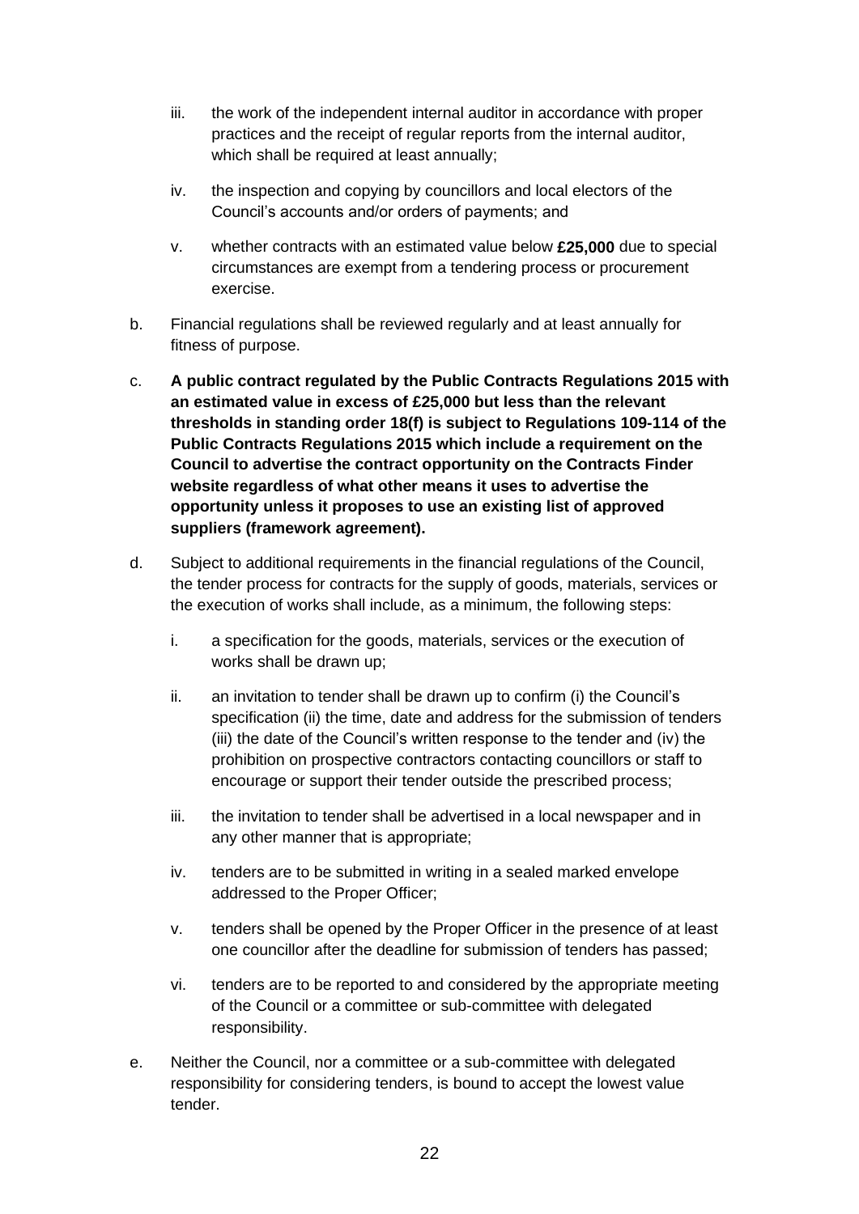iii. the work of the independent internal auditor in accordance with proper practices and the receipt of regular reports from the internal auditor, which shall be required at least annually;

iv. the inspection and copying by councillors and local electors of the Council's accounts and/or orders of payments; and

v. whether contracts with an estimated value below **£25,000** due to special circumstances are exempt from a tendering process or procurement exercise.

b. Financial regulations shall be reviewed regularly and at least annually for fitness of purpose.

c. **A public contract regulated by the Public Contracts Regulations 2015 with an estimated value in excess of £25,000 but less than the relevant thresholds in standing order 18(f) is subject to Regulations 109-114 of the Public Contracts Regulations 2015 which include a requirement on the Council to advertise the contract opportunity on the Contracts Finder website regardless of what other means it uses to advertise the opportunity unless it proposes to use an existing list of approved suppliers (framework agreement).**

d. Subject to additional requirements in the financial regulations of the Council, the tender process for contracts for the supply of goods, materials, services or the execution of works shall include, as a minimum, the following steps:

   i. a specification for the goods, materials, services or the execution of works shall be drawn up;

   ii. an invitation to tender shall be drawn up to confirm (i) the Council's specification (ii) the time, date and address for the submission of tenders (iii) the date of the Council's written response to the tender and (iv) the prohibition on prospective contractors contacting councillors or staff to encourage or support their tender outside the prescribed process;

   iii. the invitation to tender shall be advertised in a local newspaper and in any other manner that is appropriate;

   iv. tenders are to be submitted in writing in a sealed marked envelope addressed to the Proper Officer;

   v. tenders shall be opened by the Proper Officer in the presence of at least one councillor after the deadline for submission of tenders has passed;

   vi. tenders are to be reported to and considered by the appropriate meeting of the Council or a committee or sub-committee with delegated responsibility.

e. Neither the Council, nor a committee or a sub-committee with delegated responsibility for considering tenders, is bound to accept the lowest value tender.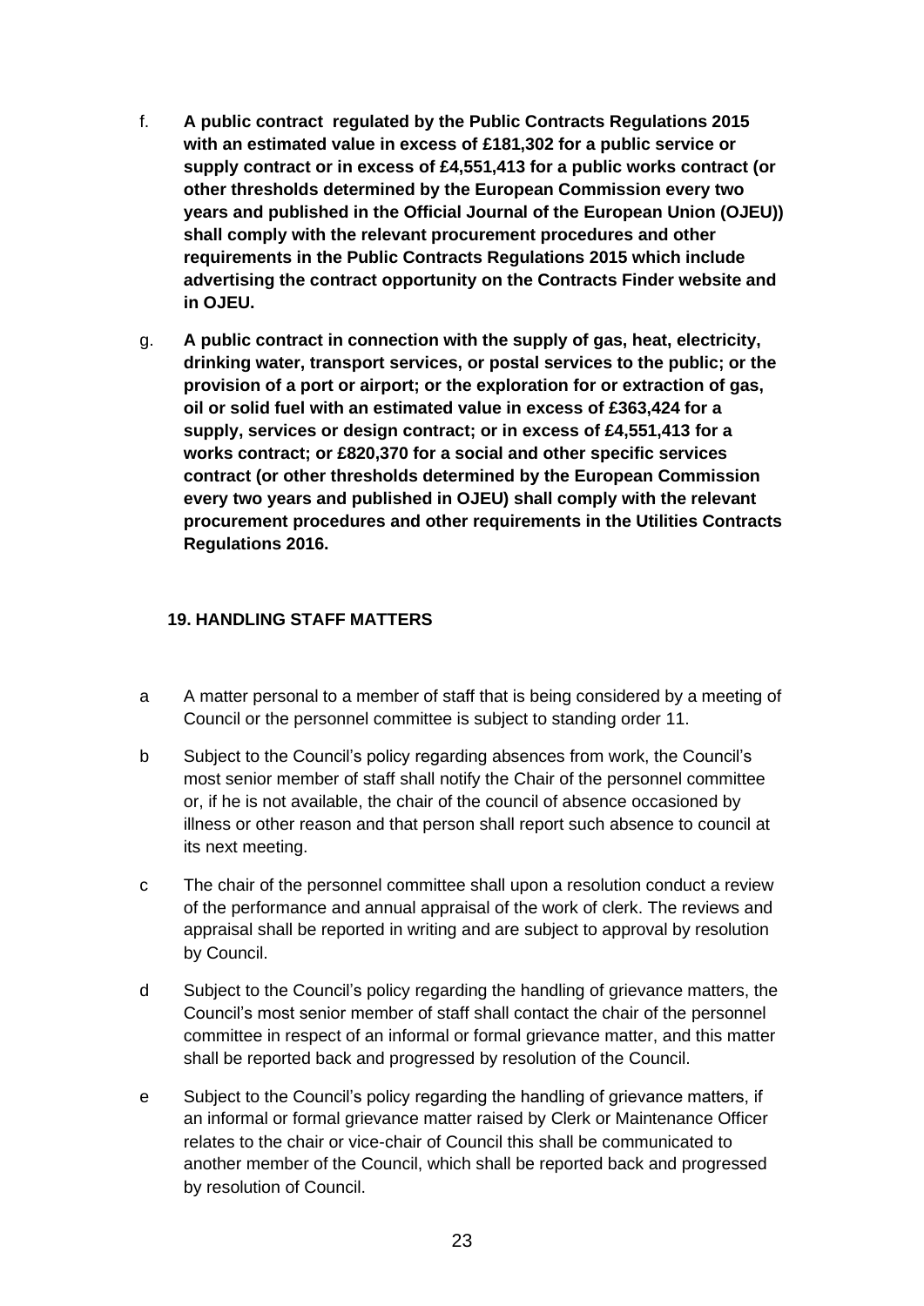f. **A public contract regulated by the Public Contracts Regulations 2015 with an estimated value in excess of £181,302 for a public service or supply contract or in excess of £4,551,413 for a public works contract (or other thresholds determined by the European Commission every two years and published in the Official Journal of the European Union (OJEU)) shall comply with the relevant procurement procedures and other requirements in the Public Contracts Regulations 2015 which include advertising the contract opportunity on the Contracts Finder website and in OJEU.**

g. **A public contract in connection with the supply of gas, heat, electricity, drinking water, transport services, or postal services to the public; or the provision of a port or airport; or the exploration for or extraction of gas, oil or solid fuel with an estimated value in excess of £363,424 for a supply, services or design contract; or in excess of £4,551,413 for a works contract; or £820,370 for a social and other specific services contract (or other thresholds determined by the European Commission every two years and published in OJEU) shall comply with the relevant procurement procedures and other requirements in the Utilities Contracts Regulations 2016.**

## 19. HANDLING STAFF MATTERS

a A matter personal to a member of staff that is being considered by a meeting of Council or the personnel committee is subject to standing order 11.

b Subject to the Council's policy regarding absences from work, the Council's most senior member of staff shall notify the Chair of the personnel committee or, if he is not available, the chair of the council of absence occasioned by illness or other reason and that person shall report such absence to council at its next meeting.

c The chair of the personnel committee shall upon a resolution conduct a review of the performance and annual appraisal of the work of clerk. The reviews and appraisal shall be reported in writing and are subject to approval by resolution by Council.

d Subject to the Council's policy regarding the handling of grievance matters, the Council's most senior member of staff shall contact the chair of the personnel committee in respect of an informal or formal grievance matter, and this matter shall be reported back and progressed by resolution of the Council.

e Subject to the Council's policy regarding the handling of grievance matters, if an informal or formal grievance matter raised by Clerk or Maintenance Officer relates to the chair or vice-chair of Council this shall be communicated to another member of the Council, which shall be reported back and progressed by resolution of Council.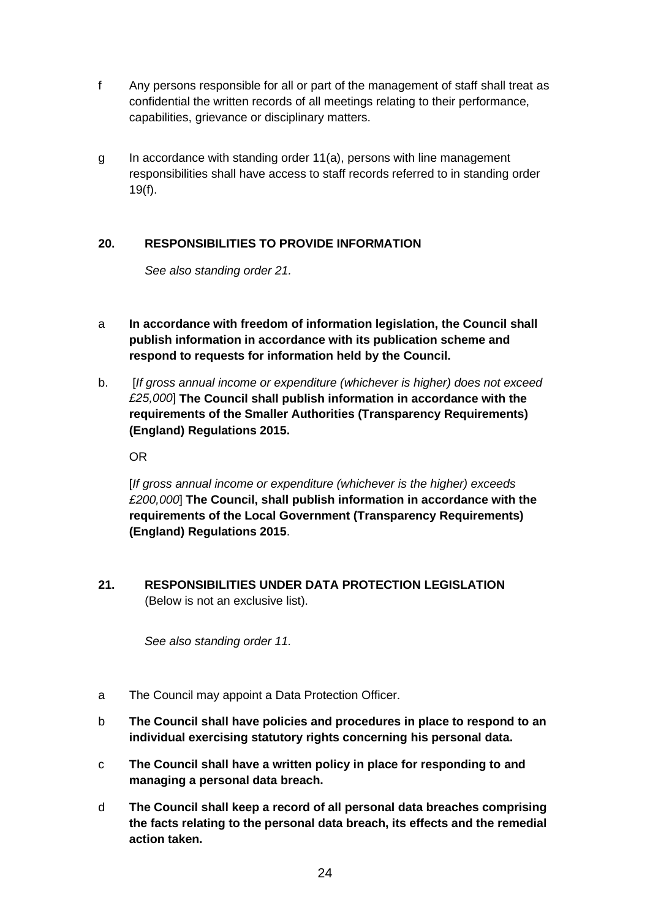f Any persons responsible for all or part of the management of staff shall treat as confidential the written records of all meetings relating to their performance, capabilities, grievance or disciplinary matters.

g In accordance with standing order 11(a), persons with line management responsibilities shall have access to staff records referred to in standing order 19(f).

## 20. RESPONSIBILITIES TO PROVIDE INFORMATION

*See also standing order 21.*

a **In accordance with freedom of information legislation, the Council shall publish information in accordance with its publication scheme and respond to requests for information held by the Council.**

b. [*If gross annual income or expenditure (whichever is higher) does not exceed £25,000*] **The Council shall publish information in accordance with the requirements of the Smaller Authorities (Transparency Requirements) (England) Regulations 2015.**

OR

[*If gross annual income or expenditure (whichever is the higher) exceeds £200,000*] **The Council, shall publish information in accordance with the requirements of the Local Government (Transparency Requirements) (England) Regulations 2015**.

## 21. RESPONSIBILITIES UNDER DATA PROTECTION LEGISLATION

(Below is not an exclusive list).

*See also standing order 11.*

a The Council may appoint a Data Protection Officer.

b **The Council shall have policies and procedures in place to respond to an individual exercising statutory rights concerning his personal data.**

c **The Council shall have a written policy in place for responding to and managing a personal data breach.**

d **The Council shall keep a record of all personal data breaches comprising the facts relating to the personal data breach, its effects and the remedial action taken.**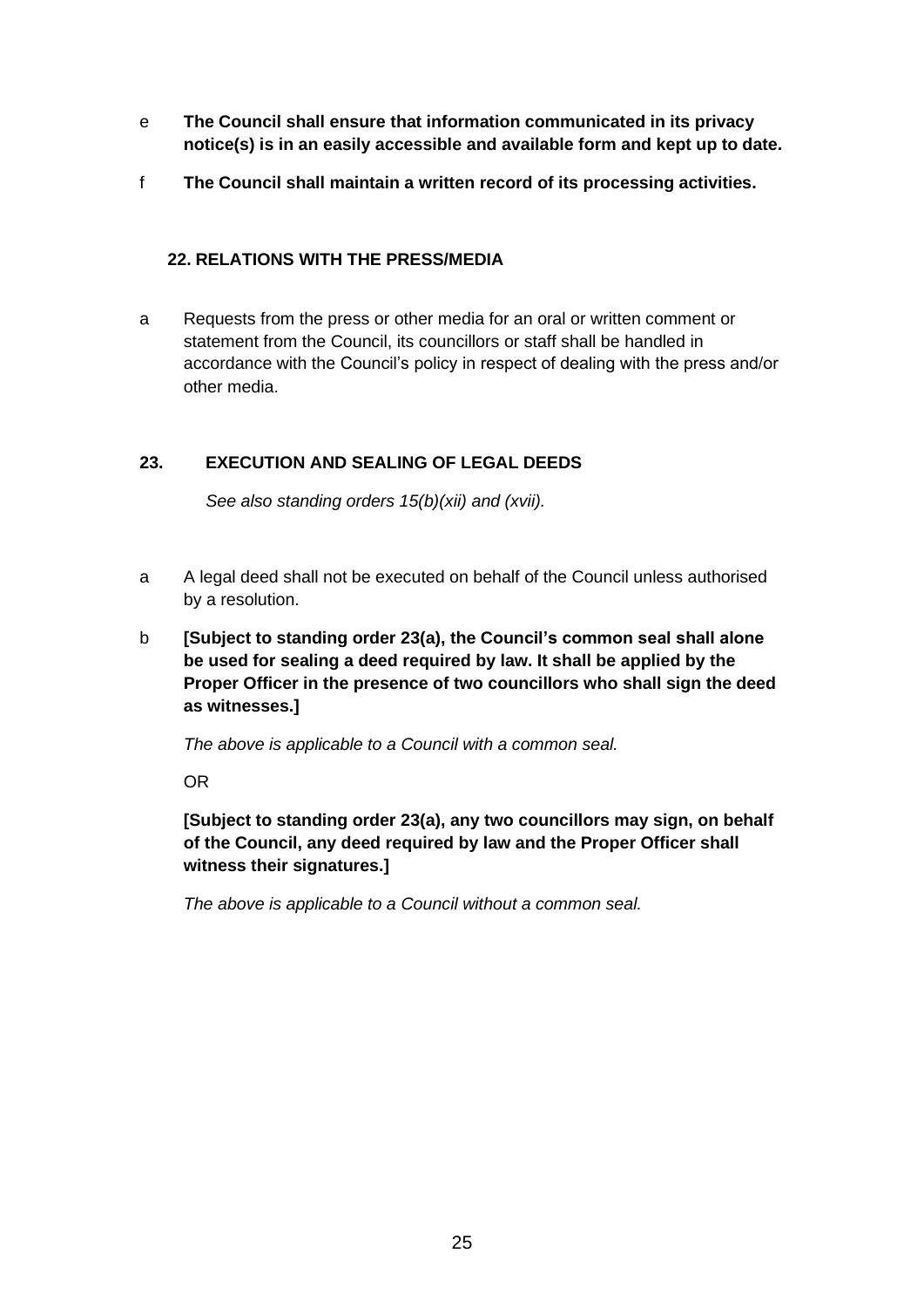e **The Council shall ensure that information communicated in its privacy notice(s) is in an easily accessible and available form and kept up to date.**

f **The Council shall maintain a written record of its processing activities.**

## 22. RELATIONS WITH THE PRESS/MEDIA

a Requests from the press or other media for an oral or written comment or statement from the Council, its councillors or staff shall be handled in accordance with the Council's policy in respect of dealing with the press and/or other media.

## 23. EXECUTION AND SEALING OF LEGAL DEEDS

*See also standing orders 15(b)(xii) and (xvii).*

a A legal deed shall not be executed on behalf of the Council unless authorised by a resolution.

b **[Subject to standing order 23(a), the Council's common seal shall alone be used for sealing a deed required by law. It shall be applied by the Proper Officer in the presence of two councillors who shall sign the deed as witnesses.]**

*The above is applicable to a Council with a common seal.*

OR

**[Subject to standing order 23(a), any two councillors may sign, on behalf of the Council, any deed required by law and the Proper Officer shall witness their signatures.]**

*The above is applicable to a Council without a common seal.*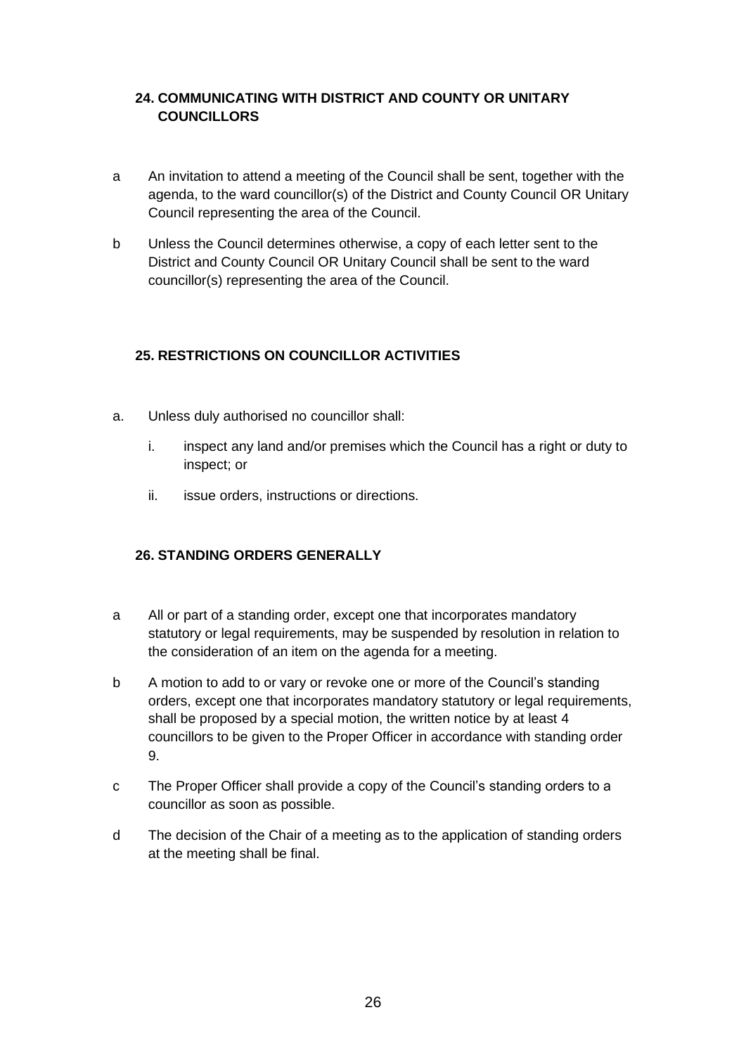## 24. COMMUNICATING WITH DISTRICT AND COUNTY OR UNITARY COUNCILLORS

a  An invitation to attend a meeting of the Council shall be sent, together with the agenda, to the ward councillor(s) of the District and County Council OR Unitary Council representing the area of the Council.

b  Unless the Council determines otherwise, a copy of each letter sent to the District and County Council OR Unitary Council shall be sent to the ward councillor(s) representing the area of the Council.

## 25. RESTRICTIONS ON COUNCILLOR ACTIVITIES

a.  Unless duly authorised no councillor shall:

   i.  inspect any land and/or premises which the Council has a right or duty to inspect; or

   ii.  issue orders, instructions or directions.

## 26. STANDING ORDERS GENERALLY

a  All or part of a standing order, except one that incorporates mandatory statutory or legal requirements, may be suspended by resolution in relation to the consideration of an item on the agenda for a meeting.

b  A motion to add to or vary or revoke one or more of the Council's standing orders, except one that incorporates mandatory statutory or legal requirements, shall be proposed by a special motion, the written notice by at least 4 councillors to be given to the Proper Officer in accordance with standing order 9.

c  The Proper Officer shall provide a copy of the Council's standing orders to a councillor as soon as possible.

d  The decision of the Chair of a meeting as to the application of standing orders at the meeting shall be final.